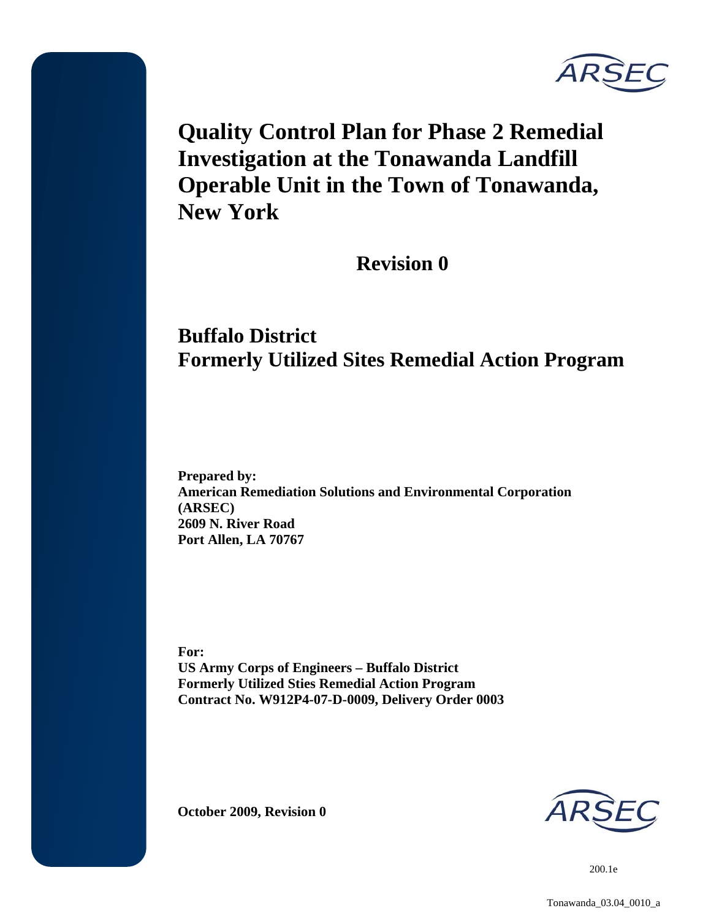ARSEC

# Quality Control Plan for Phase 2 Remedial Investigation at the Tonawanda Landfill Operable Unit in the Town of Tonawanda, New York

## Revision 0

## Buffalo District
## Formerly Utilized Sites Remedial Action Program

**Prepared by:**
**American Remediation Solutions and Environmental Corporation (ARSEC)**
**2609 N. River Road**
**Port Allen, LA 70767**

**For:**
**US Army Corps of Engineers – Buffalo District**
**Formerly Utilized Sties Remedial Action Program**
**Contract No. W912P4-07-D-0009, Delivery Order 0003**

**October 2009, Revision 0**

ARSEC

200.1e

Tonawanda_03.04_0010_a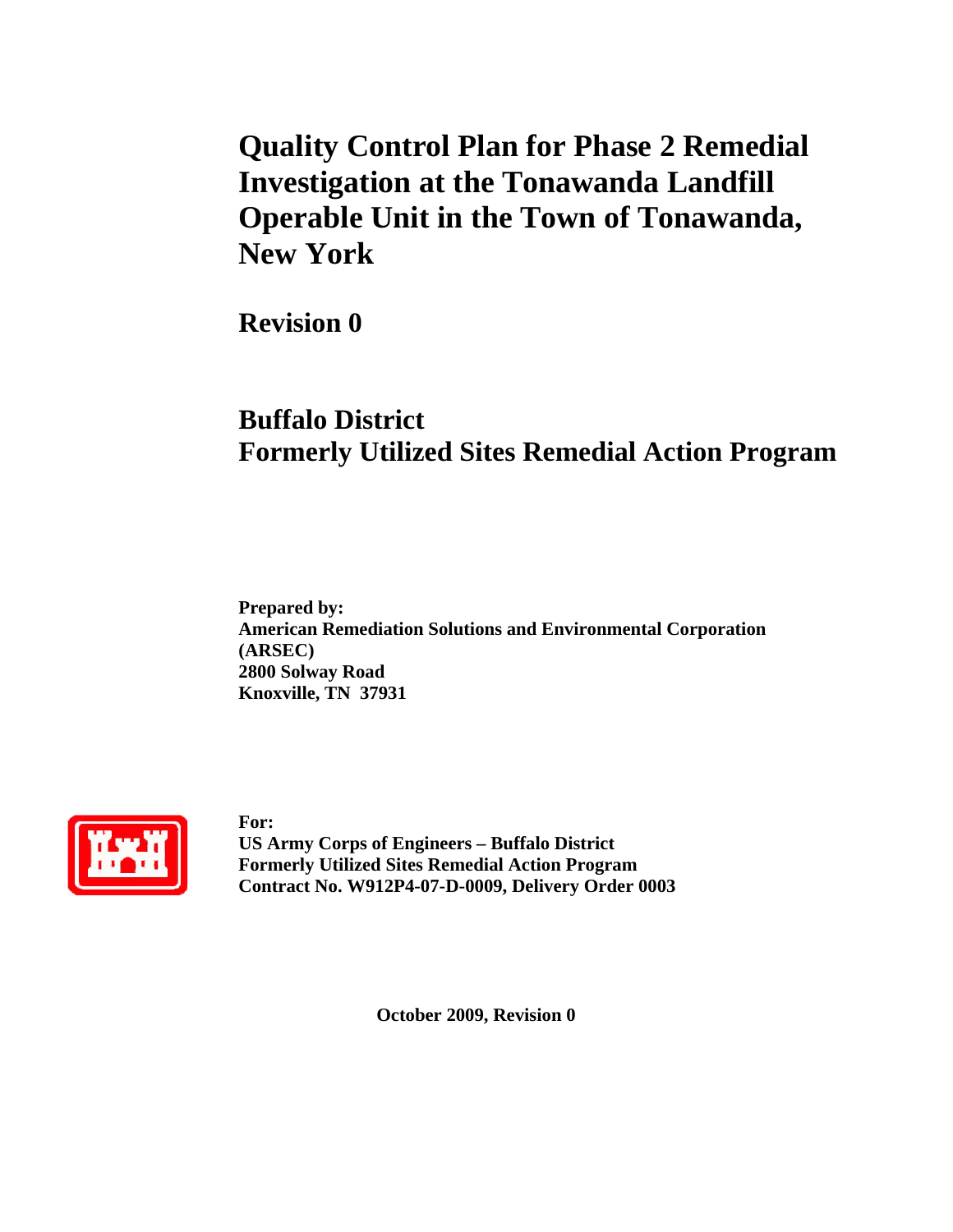# Quality Control Plan for Phase 2 Remedial Investigation at the Tonawanda Landfill Operable Unit in the Town of Tonawanda, New York

## Revision 0

## Buffalo District
## Formerly Utilized Sites Remedial Action Program

**Prepared by:**
**American Remediation Solutions and Environmental Corporation (ARSEC)**
**2800 Solway Road**
**Knoxville, TN 37931**

**For:**
**US Army Corps of Engineers – Buffalo District**
**Formerly Utilized Sites Remedial Action Program**
**Contract No. W912P4-07-D-0009, Delivery Order 0003**

**October 2009, Revision 0**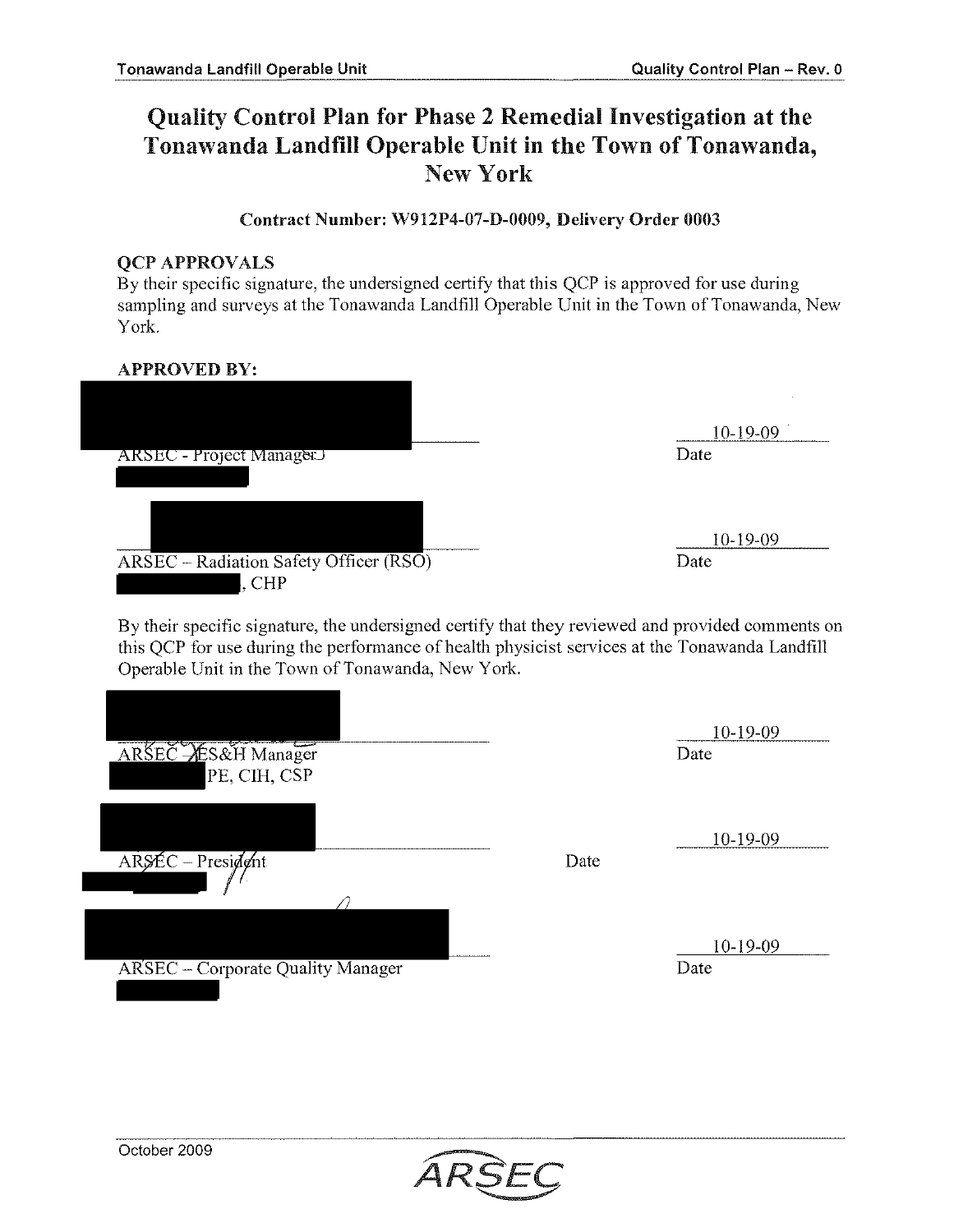# Quality Control Plan for Phase 2 Remedial Investigation at the Tonawanda Landfill Operable Unit in the Town of Tonawanda, New York

**Contract Number: W912P4-07-D-0009, Delivery Order 0003**

**QCP APPROVALS**

By their specific signature, the undersigned certify that this QCP is approved for use during sampling and surveys at the Tonawanda Landfill Operable Unit in the Town of Tonawanda, New York.

**APPROVED BY:**

| | |
|---|---|
| ARSEC - Project Manager | 10-19-09<br>Date |
| ARSEC – Radiation Safety Officer (RSO)<br>, CHP | 10-19-09<br>Date |

By their specific signature, the undersigned certify that they reviewed and provided comments on this QCP for use during the performance of health physicist services at the Tonawanda Landfill Operable Unit in the Town of Tonawanda, New York.

| | |
|---|---|
| ARSEC – ES&H Manager<br>PE, CIH, CSP | 10-19-09<br>Date |
| ARSEC – President | 10-19-09<br>Date |
| ARSEC – Corporate Quality Manager | 10-19-09<br>Date |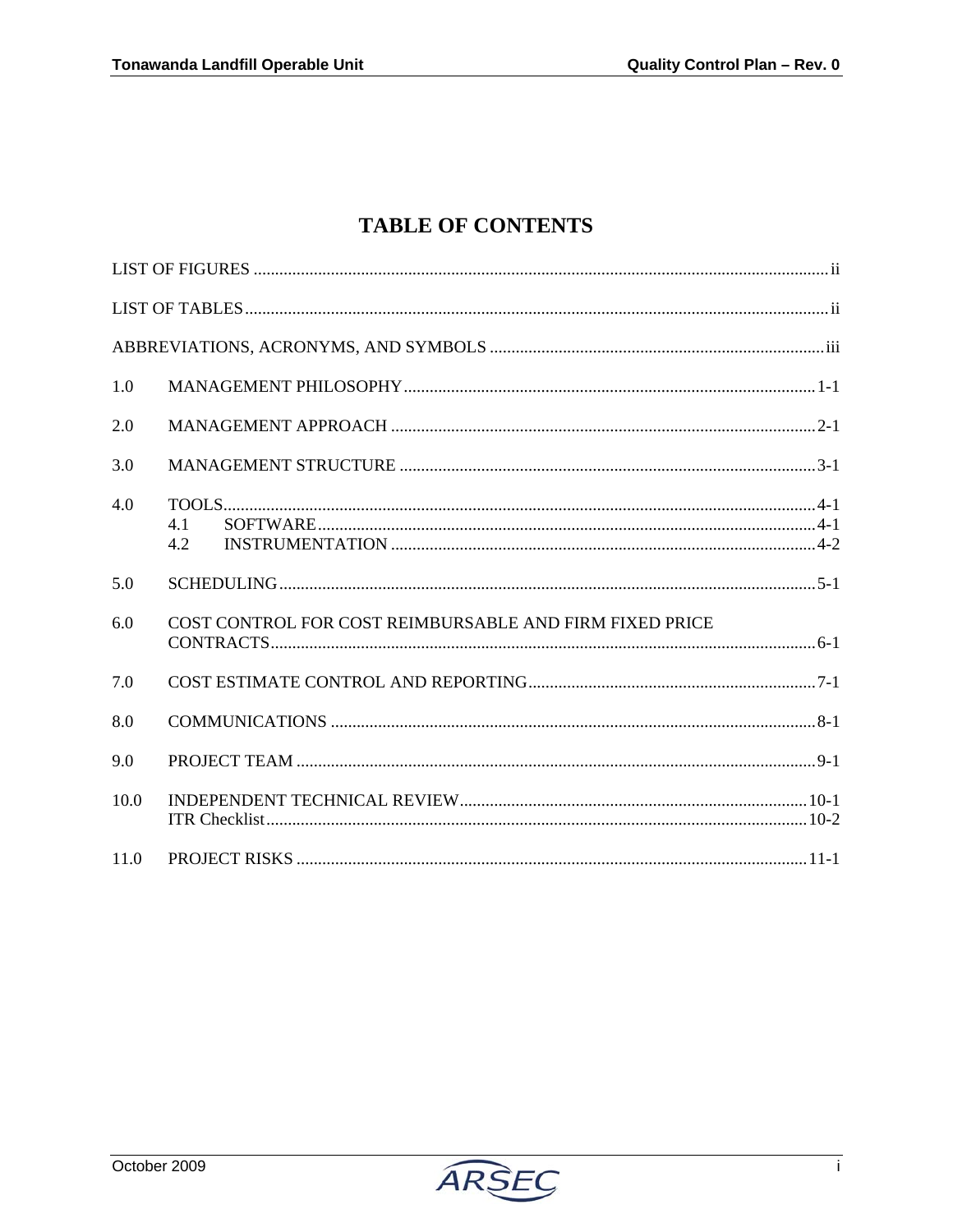# TABLE OF CONTENTS

LIST OF FIGURES ..... ii

LIST OF TABLES ..... ii

ABBREVIATIONS, ACRONYMS, AND SYMBOLS ..... iii

1.0 MANAGEMENT PHILOSOPHY ..... 1-1

2.0 MANAGEMENT APPROACH ..... 2-1

3.0 MANAGEMENT STRUCTURE ..... 3-1

4.0 TOOLS ..... 4-1
- 4.1 SOFTWARE ..... 4-1
- 4.2 INSTRUMENTATION ..... 4-2

5.0 SCHEDULING ..... 5-1

6.0 COST CONTROL FOR COST REIMBURSABLE AND FIRM FIXED PRICE CONTRACTS ..... 6-1

7.0 COST ESTIMATE CONTROL AND REPORTING ..... 7-1

8.0 COMMUNICATIONS ..... 8-1

9.0 PROJECT TEAM ..... 9-1

10.0 INDEPENDENT TECHNICAL REVIEW ..... 10-1
- ITR Checklist ..... 10-2

11.0 PROJECT RISKS ..... 11-1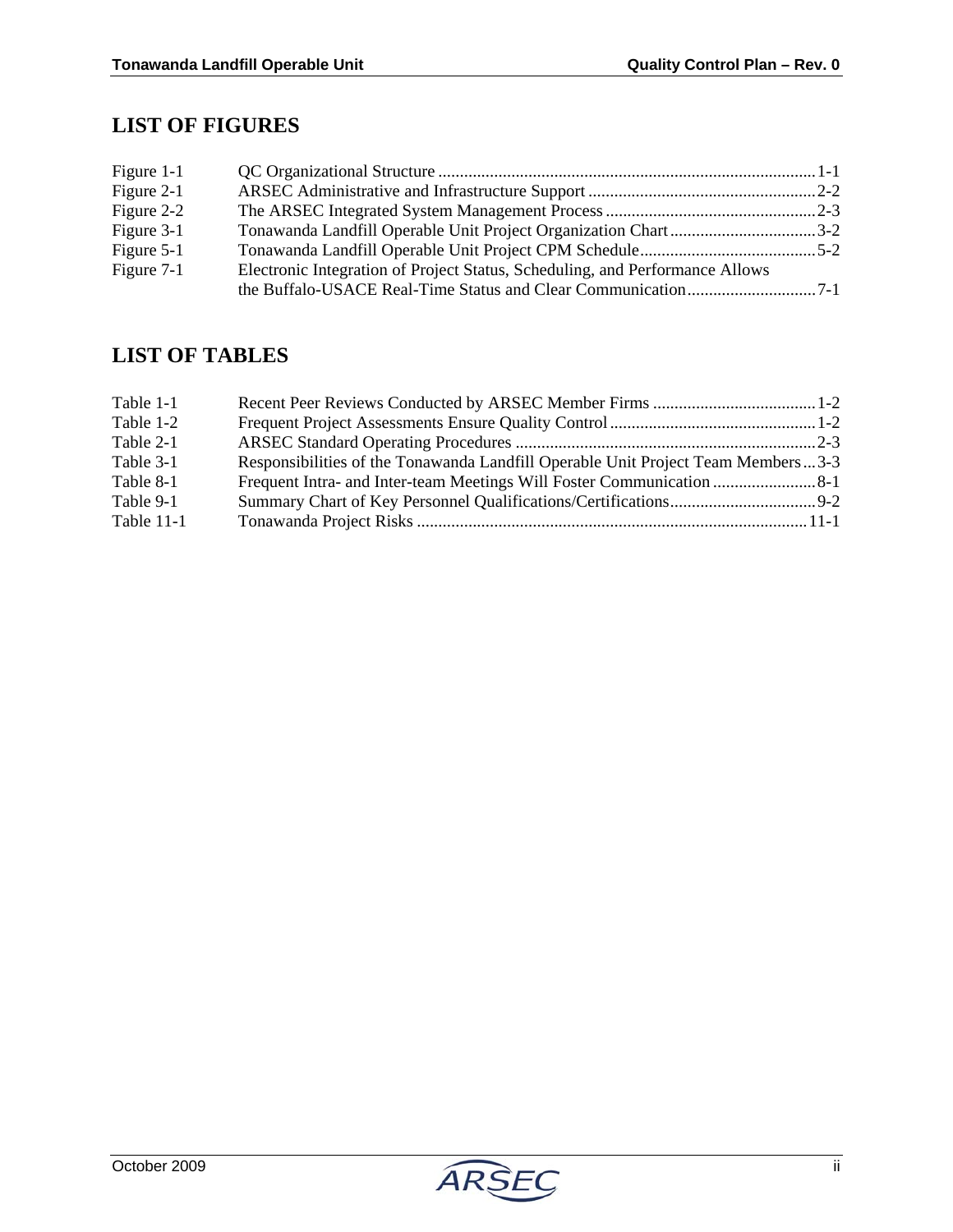## LIST OF FIGURES

| | | |
|---|---|---|
| Figure 1-1 | QC Organizational Structure | 1-1 |
| Figure 2-1 | ARSEC Administrative and Infrastructure Support | 2-2 |
| Figure 2-2 | The ARSEC Integrated System Management Process | 2-3 |
| Figure 3-1 | Tonawanda Landfill Operable Unit Project Organization Chart | 3-2 |
| Figure 5-1 | Tonawanda Landfill Operable Unit Project CPM Schedule | 5-2 |
| Figure 7-1 | Electronic Integration of Project Status, Scheduling, and Performance Allows the Buffalo-USACE Real-Time Status and Clear Communication | 7-1 |

## LIST OF TABLES

| | | |
|---|---|---|
| Table 1-1 | Recent Peer Reviews Conducted by ARSEC Member Firms | 1-2 |
| Table 1-2 | Frequent Project Assessments Ensure Quality Control | 1-2 |
| Table 2-1 | ARSEC Standard Operating Procedures | 2-3 |
| Table 3-1 | Responsibilities of the Tonawanda Landfill Operable Unit Project Team Members | 3-3 |
| Table 8-1 | Frequent Intra- and Inter-team Meetings Will Foster Communication | 8-1 |
| Table 9-1 | Summary Chart of Key Personnel Qualifications/Certifications | 9-2 |
| Table 11-1 | Tonawanda Project Risks | 11-1 |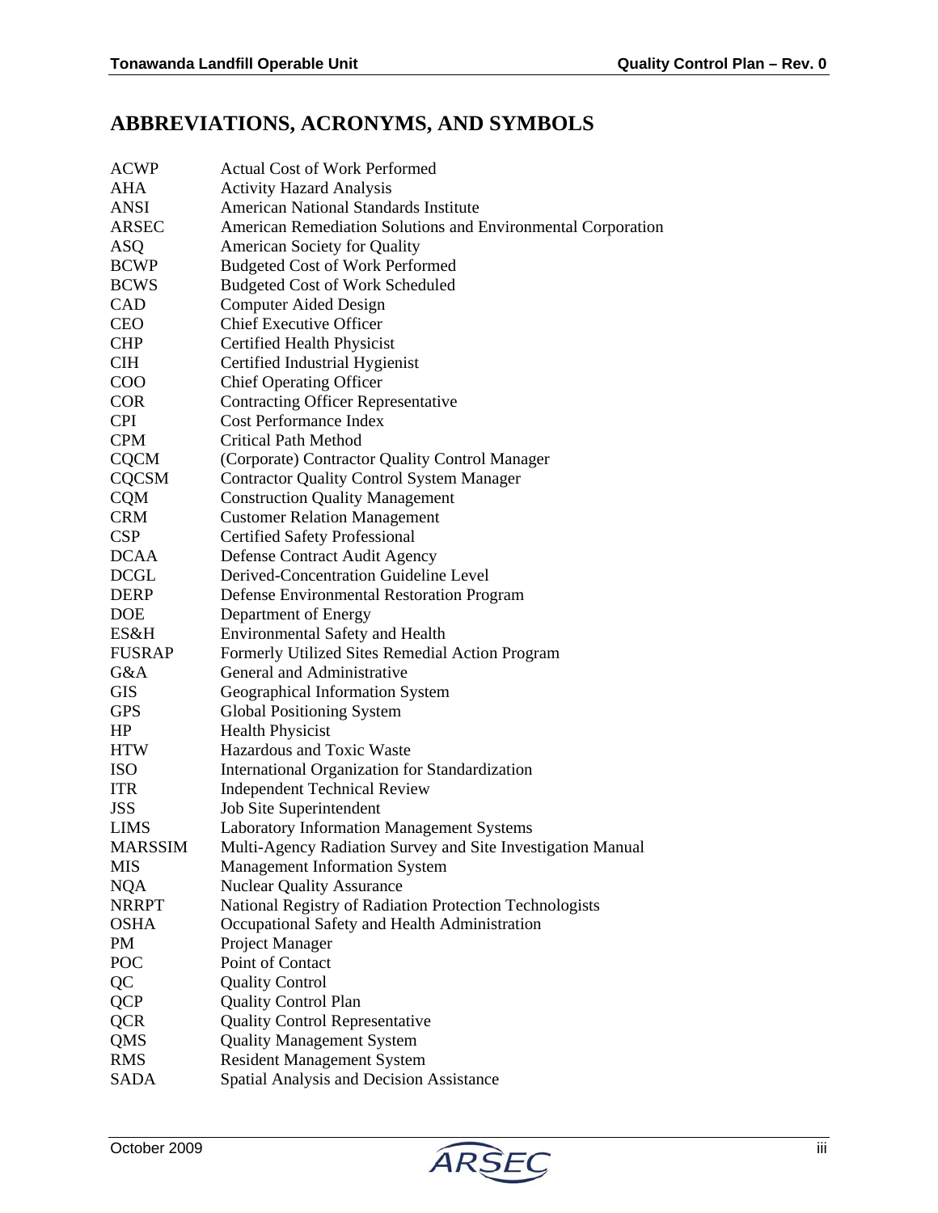## ABBREVIATIONS, ACRONYMS, AND SYMBOLS

| | |
|---|---|
| ACWP | Actual Cost of Work Performed |
| AHA | Activity Hazard Analysis |
| ANSI | American National Standards Institute |
| ARSEC | American Remediation Solutions and Environmental Corporation |
| ASQ | American Society for Quality |
| BCWP | Budgeted Cost of Work Performed |
| BCWS | Budgeted Cost of Work Scheduled |
| CAD | Computer Aided Design |
| CEO | Chief Executive Officer |
| CHP | Certified Health Physicist |
| CIH | Certified Industrial Hygienist |
| COO | Chief Operating Officer |
| COR | Contracting Officer Representative |
| CPI | Cost Performance Index |
| CPM | Critical Path Method |
| CQCM | (Corporate) Contractor Quality Control Manager |
| CQCSM | Contractor Quality Control System Manager |
| CQM | Construction Quality Management |
| CRM | Customer Relation Management |
| CSP | Certified Safety Professional |
| DCAA | Defense Contract Audit Agency |
| DCGL | Derived-Concentration Guideline Level |
| DERP | Defense Environmental Restoration Program |
| DOE | Department of Energy |
| ES&H | Environmental Safety and Health |
| FUSRAP | Formerly Utilized Sites Remedial Action Program |
| G&A | General and Administrative |
| GIS | Geographical Information System |
| GPS | Global Positioning System |
| HP | Health Physicist |
| HTW | Hazardous and Toxic Waste |
| ISO | International Organization for Standardization |
| ITR | Independent Technical Review |
| JSS | Job Site Superintendent |
| LIMS | Laboratory Information Management Systems |
| MARSSIM | Multi-Agency Radiation Survey and Site Investigation Manual |
| MIS | Management Information System |
| NQA | Nuclear Quality Assurance |
| NRRPT | National Registry of Radiation Protection Technologists |
| OSHA | Occupational Safety and Health Administration |
| PM | Project Manager |
| POC | Point of Contact |
| QC | Quality Control |
| QCP | Quality Control Plan |
| QCR | Quality Control Representative |
| QMS | Quality Management System |
| RMS | Resident Management System |
| SADA | Spatial Analysis and Decision Assistance |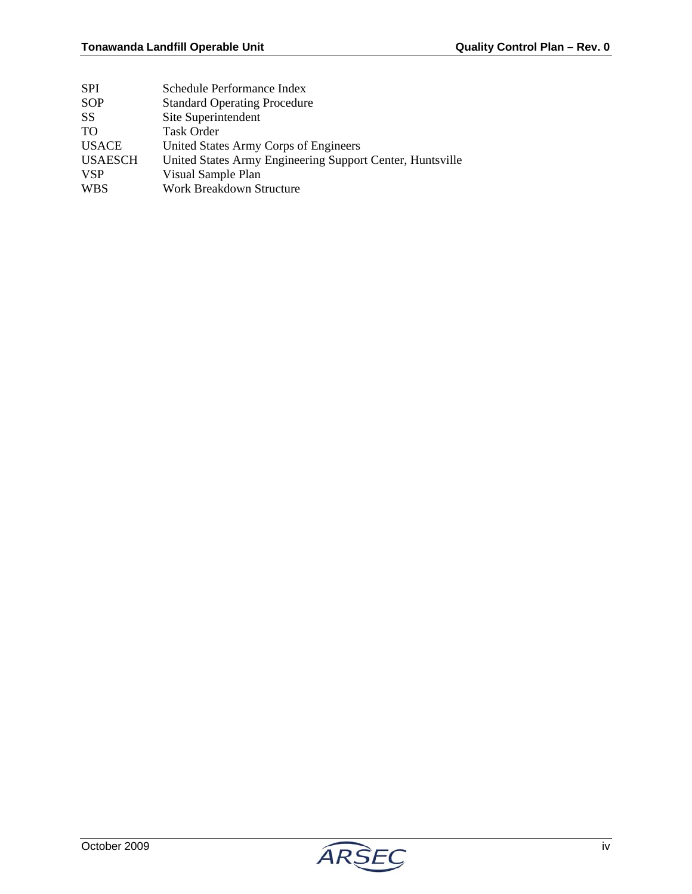| | |
|---|---|
| SPI | Schedule Performance Index |
| SOP | Standard Operating Procedure |
| SS | Site Superintendent |
| TO | Task Order |
| USACE | United States Army Corps of Engineers |
| USAESCH | United States Army Engineering Support Center, Huntsville |
| VSP | Visual Sample Plan |
| WBS | Work Breakdown Structure |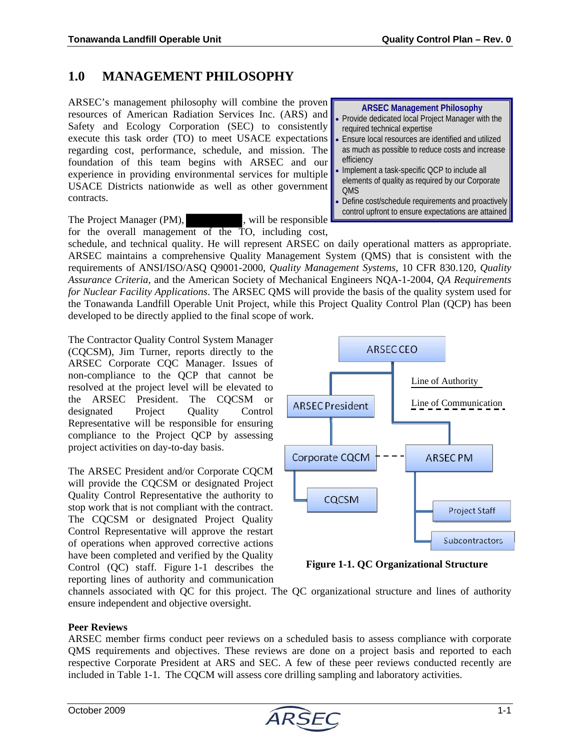# 1.0 MANAGEMENT PHILOSOPHY

ARSEC's management philosophy will combine the proven resources of American Radiation Services Inc. (ARS) and Safety and Ecology Corporation (SEC) to consistently execute this task order (TO) to meet USACE expectations regarding cost, performance, schedule, and mission. The foundation of this team begins with ARSEC and our experience in providing environmental services for multiple USACE Districts nationwide as well as other government contracts.

> **ARSEC Management Philosophy**
> - Provide dedicated local Project Manager with the required technical expertise
> - Ensure local resources are identified and utilized as much as possible to reduce costs and increase efficiency
> - Implement a task-specific QCP to include all elements of quality as required by our Corporate QMS
> - Define cost/schedule requirements and proactively control upfront to ensure expectations are attained

The Project Manager (PM), [REDACTED], will be responsible for the overall management of the TO, including cost, schedule, and technical quality. He will represent ARSEC on daily operational matters as appropriate. ARSEC maintains a comprehensive Quality Management System (QMS) that is consistent with the requirements of ANSI/ISO/ASQ Q9001-2000, *Quality Management Systems*, 10 CFR 830.120, *Quality Assurance Criteria*, and the American Society of Mechanical Engineers NQA-1-2004, *QA Requirements for Nuclear Facility Applications*. The ARSEC QMS will provide the basis of the quality system used for the Tonawanda Landfill Operable Unit Project, while this Project Quality Control Plan (QCP) has been developed to be directly applied to the final scope of work.

The Contractor Quality Control System Manager (CQCSM), Jim Turner, reports directly to the ARSEC Corporate CQC Manager. Issues of non-compliance to the QCP that cannot be resolved at the project level will be elevated to the ARSEC President. The CQCSM or designated Project Quality Control Representative will be responsible for ensuring compliance to the Project QCP by assessing project activities on day-to-day basis.

The ARSEC President and/or Corporate CQCM will provide the CQCSM or designated Project Quality Control Representative the authority to stop work that is not compliant with the contract. The CQCSM or designated Project Quality Control Representative will approve the restart of operations when approved corrective actions have been completed and verified by the Quality Control (QC) staff. Figure 1-1 describes the reporting lines of authority and communication channels associated with QC for this project. The QC organizational structure and lines of authority ensure independent and objective oversight.

**Figure 1-1. QC Organizational Structure**

**Peer Reviews**

ARSEC member firms conduct peer reviews on a scheduled basis to assess compliance with corporate QMS requirements and objectives. These reviews are done on a project basis and reported to each respective Corporate President at ARS and SEC. A few of these peer reviews conducted recently are included in Table 1-1. The CQCM will assess core drilling sampling and laboratory activities.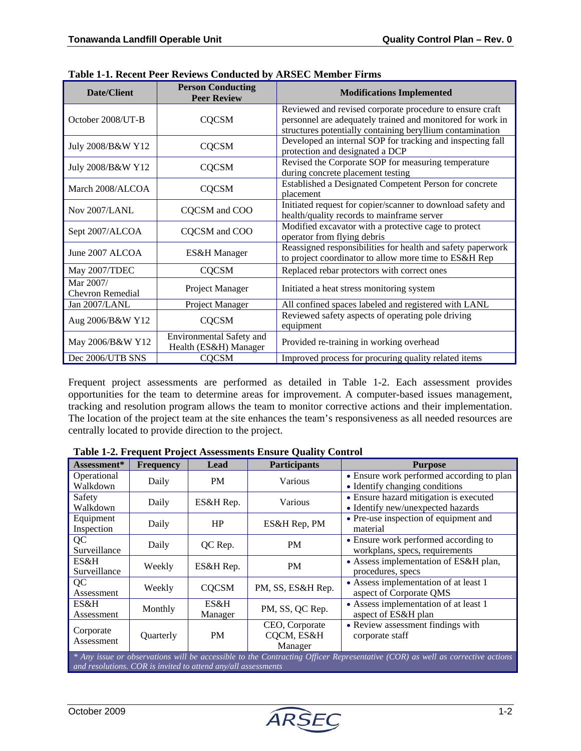**Table 1-1. Recent Peer Reviews Conducted by ARSEC Member Firms**

| Date/Client | Person Conducting Peer Review | Modifications Implemented |
|---|---|---|
| October 2008/UT-B | CQCSM | Reviewed and revised corporate procedure to ensure craft personnel are adequately trained and monitored for work in structures potentially containing beryllium contamination |
| July 2008/B&W Y12 | CQCSM | Developed an internal SOP for tracking and inspecting fall protection and designated a DCP |
| July 2008/B&W Y12 | CQCSM | Revised the Corporate SOP for measuring temperature during concrete placement testing |
| March 2008/ALCOA | CQCSM | Established a Designated Competent Person for concrete placement |
| Nov 2007/LANL | CQCSM and COO | Initiated request for copier/scanner to download safety and health/quality records to mainframe server |
| Sept 2007/ALCOA | CQCSM and COO | Modified excavator with a protective cage to protect operator from flying debris |
| June 2007 ALCOA | ES&H Manager | Reassigned responsibilities for health and safety paperwork to project coordinator to allow more time to ES&H Rep |
| May 2007/TDEC | CQCSM | Replaced rebar protectors with correct ones |
| Mar 2007/ Chevron Remedial | Project Manager | Initiated a heat stress monitoring system |
| Jan 2007/LANL | Project Manager | All confined spaces labeled and registered with LANL |
| Aug 2006/B&W Y12 | CQCSM | Reviewed safety aspects of operating pole driving equipment |
| May 2006/B&W Y12 | Environmental Safety and Health (ES&H) Manager | Provided re-training in working overhead |
| Dec 2006/UTB SNS | CQCSM | Improved process for procuring quality related items |

Frequent project assessments are performed as detailed in Table 1-2. Each assessment provides opportunities for the team to determine areas for improvement. A computer-based issues management, tracking and resolution program allows the team to monitor corrective actions and their implementation. The location of the project team at the site enhances the team's responsiveness as all needed resources are centrally located to provide direction to the project.

**Table 1-2. Frequent Project Assessments Ensure Quality Control**

| Assessment* | Frequency | Lead | Participants | Purpose |
|---|---|---|---|---|
| Operational Walkdown | Daily | PM | Various | • Ensure work performed according to plan<br>• Identify changing conditions |
| Safety Walkdown | Daily | ES&H Rep. | Various | • Ensure hazard mitigation is executed<br>• Identify new/unexpected hazards |
| Equipment Inspection | Daily | HP | ES&H Rep, PM | • Pre-use inspection of equipment and material |
| QC Surveillance | Daily | QC Rep. | PM | • Ensure work performed according to workplans, specs, requirements |
| ES&H Surveillance | Weekly | ES&H Rep. | PM | • Assess implementation of ES&H plan, procedures, specs |
| QC Assessment | Weekly | CQCSM | PM, SS, ES&H Rep. | • Assess implementation of at least 1 aspect of Corporate QMS |
| ES&H Assessment | Monthly | ES&H Manager | PM, SS, QC Rep. | • Assess implementation of at least 1 aspect of ES&H plan |
| Corporate Assessment | Quarterly | PM | CEO, Corporate CQCM, ES&H Manager | • Review assessment findings with corporate staff |

*\* Any issue or observations will be accessible to the Contracting Officer Representative (COR) as well as corrective actions and resolutions. COR is invited to attend any/all assessments*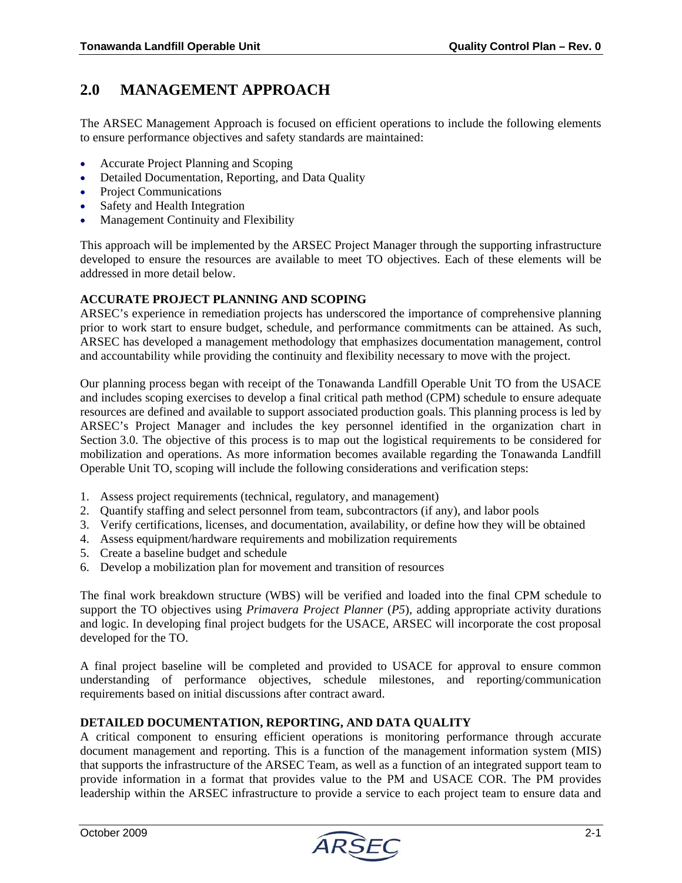## 2.0 MANAGEMENT APPROACH

The ARSEC Management Approach is focused on efficient operations to include the following elements to ensure performance objectives and safety standards are maintained:

- Accurate Project Planning and Scoping
- Detailed Documentation, Reporting, and Data Quality
- Project Communications
- Safety and Health Integration
- Management Continuity and Flexibility

This approach will be implemented by the ARSEC Project Manager through the supporting infrastructure developed to ensure the resources are available to meet TO objectives. Each of these elements will be addressed in more detail below.

**ACCURATE PROJECT PLANNING AND SCOPING**

ARSEC's experience in remediation projects has underscored the importance of comprehensive planning prior to work start to ensure budget, schedule, and performance commitments can be attained. As such, ARSEC has developed a management methodology that emphasizes documentation management, control and accountability while providing the continuity and flexibility necessary to move with the project.

Our planning process began with receipt of the Tonawanda Landfill Operable Unit TO from the USACE and includes scoping exercises to develop a final critical path method (CPM) schedule to ensure adequate resources are defined and available to support associated production goals. This planning process is led by ARSEC's Project Manager and includes the key personnel identified in the organization chart in Section 3.0. The objective of this process is to map out the logistical requirements to be considered for mobilization and operations. As more information becomes available regarding the Tonawanda Landfill Operable Unit TO, scoping will include the following considerations and verification steps:

1. Assess project requirements (technical, regulatory, and management)
2. Quantify staffing and select personnel from team, subcontractors (if any), and labor pools
3. Verify certifications, licenses, and documentation, availability, or define how they will be obtained
4. Assess equipment/hardware requirements and mobilization requirements
5. Create a baseline budget and schedule
6. Develop a mobilization plan for movement and transition of resources

The final work breakdown structure (WBS) will be verified and loaded into the final CPM schedule to support the TO objectives using *Primavera Project Planner* (*P5*), adding appropriate activity durations and logic. In developing final project budgets for the USACE, ARSEC will incorporate the cost proposal developed for the TO.

A final project baseline will be completed and provided to USACE for approval to ensure common understanding of performance objectives, schedule milestones, and reporting/communication requirements based on initial discussions after contract award.

**DETAILED DOCUMENTATION, REPORTING, AND DATA QUALITY**

A critical component to ensuring efficient operations is monitoring performance through accurate document management and reporting. This is a function of the management information system (MIS) that supports the infrastructure of the ARSEC Team, as well as a function of an integrated support team to provide information in a format that provides value to the PM and USACE COR. The PM provides leadership within the ARSEC infrastructure to provide a service to each project team to ensure data and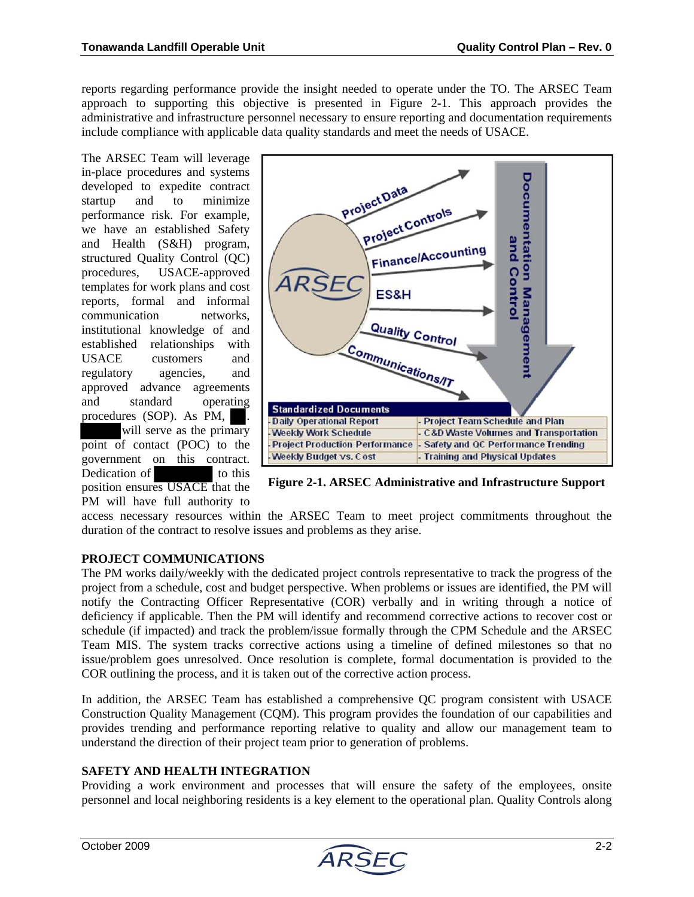reports regarding performance provide the insight needed to operate under the TO. The ARSEC Team approach to supporting this objective is presented in Figure 2-1. This approach provides the administrative and infrastructure personnel necessary to ensure reporting and documentation requirements include compliance with applicable data quality standards and meet the needs of USACE.

The ARSEC Team will leverage in-place procedures and systems developed to expedite contract startup and to minimize performance risk. For example, we have an established Safety and Health (S&H) program, structured Quality Control (QC) procedures, USACE-approved templates for work plans and cost reports, formal and informal communication networks, institutional knowledge of and established relationships with USACE customers and regulatory agencies, and approved advance agreements and standard operating procedures (SOP). As PM, [redacted] will serve as the primary point of contact (POC) to the government on this contract. Dedication of [redacted] to this position ensures USACE that the PM will have full authority to access necessary resources within the ARSEC Team to meet project commitments throughout the duration of the contract to resolve issues and problems as they arise.

| Standardized Documents | |
|---|---|
| - Daily Operational Report | - Project Team Schedule and Plan |
| - Weekly Work Schedule | - C&D Waste Volumes and Transportation |
| - Project Production Performance | - Safety and QC Performance Trending |
| - Weekly Budget vs. Cost | - Training and Physical Updates |

**Figure 2-1. ARSEC Administrative and Infrastructure Support**

**PROJECT COMMUNICATIONS**

The PM works daily/weekly with the dedicated project controls representative to track the progress of the project from a schedule, cost and budget perspective. When problems or issues are identified, the PM will notify the Contracting Officer Representative (COR) verbally and in writing through a notice of deficiency if applicable. Then the PM will identify and recommend corrective actions to recover cost or schedule (if impacted) and track the problem/issue formally through the CPM Schedule and the ARSEC Team MIS. The system tracks corrective actions using a timeline of defined milestones so that no issue/problem goes unresolved. Once resolution is complete, formal documentation is provided to the COR outlining the process, and it is taken out of the corrective action process.

In addition, the ARSEC Team has established a comprehensive QC program consistent with USACE Construction Quality Management (CQM). This program provides the foundation of our capabilities and provides trending and performance reporting relative to quality and allow our management team to understand the direction of their project team prior to generation of problems.

**SAFETY AND HEALTH INTEGRATION**

Providing a work environment and processes that will ensure the safety of the employees, onsite personnel and local neighboring residents is a key element to the operational plan. Quality Controls along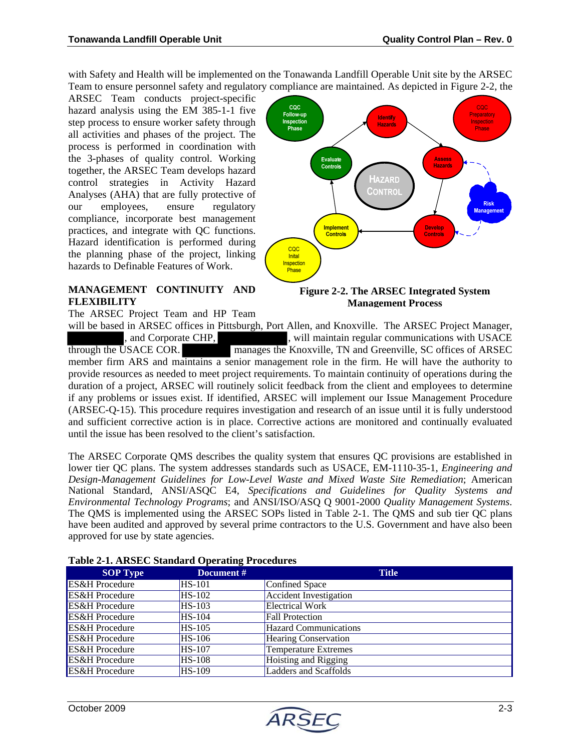with Safety and Health will be implemented on the Tonawanda Landfill Operable Unit site by the ARSEC Team to ensure personnel safety and regulatory compliance are maintained. As depicted in Figure 2-2, the ARSEC Team conducts project-specific hazard analysis using the EM 385-1-1 five step process to ensure worker safety through all activities and phases of the project. The process is performed in coordination with the 3-phases of quality control. Working together, the ARSEC Team develops hazard control strategies in Activity Hazard Analyses (AHA) that are fully protective of our employees, ensure regulatory compliance, incorporate best management practices, and integrate with QC functions. Hazard identification is performed during the planning phase of the project, linking hazards to Definable Features of Work.

**Figure 2-2. The ARSEC Integrated System Management Process**

**MANAGEMENT CONTINUITY AND FLEXIBILITY**

The ARSEC Project Team and HP Team will be based in ARSEC offices in Pittsburgh, Port Allen, and Knoxville. The ARSEC Project Manager, [redacted], and Corporate CHP, [redacted], will maintain regular communications with USACE through the USACE COR. [redacted] manages the Knoxville, TN and Greenville, SC offices of ARSEC member firm ARS and maintains a senior management role in the firm. He will have the authority to provide resources as needed to meet project requirements. To maintain continuity of operations during the duration of a project, ARSEC will routinely solicit feedback from the client and employees to determine if any problems or issues exist. If identified, ARSEC will implement our Issue Management Procedure (ARSEC-Q-15). This procedure requires investigation and research of an issue until it is fully understood and sufficient corrective action is in place. Corrective actions are monitored and continually evaluated until the issue has been resolved to the client's satisfaction.

The ARSEC Corporate QMS describes the quality system that ensures QC provisions are established in lower tier QC plans. The system addresses standards such as USACE, EM-1110-35-1, *Engineering and Design-Management Guidelines for Low-Level Waste and Mixed Waste Site Remediation*; American National Standard, ANSI/ASQC E4, *Specifications and Guidelines for Quality Systems and Environmental Technology Programs*; and ANSI/ISO/ASQ Q 9001-2000 *Quality Management Systems*. The QMS is implemented using the ARSEC SOPs listed in Table 2-1. The QMS and sub tier QC plans have been audited and approved by several prime contractors to the U.S. Government and have also been approved for use by state agencies.

**Table 2-1. ARSEC Standard Operating Procedures**

| SOP Type | Document # | Title |
|---|---|---|
| ES&H Procedure | HS-101 | Confined Space |
| ES&H Procedure | HS-102 | Accident Investigation |
| ES&H Procedure | HS-103 | Electrical Work |
| ES&H Procedure | HS-104 | Fall Protection |
| ES&H Procedure | HS-105 | Hazard Communications |
| ES&H Procedure | HS-106 | Hearing Conservation |
| ES&H Procedure | HS-107 | Temperature Extremes |
| ES&H Procedure | HS-108 | Hoisting and Rigging |
| ES&H Procedure | HS-109 | Ladders and Scaffolds |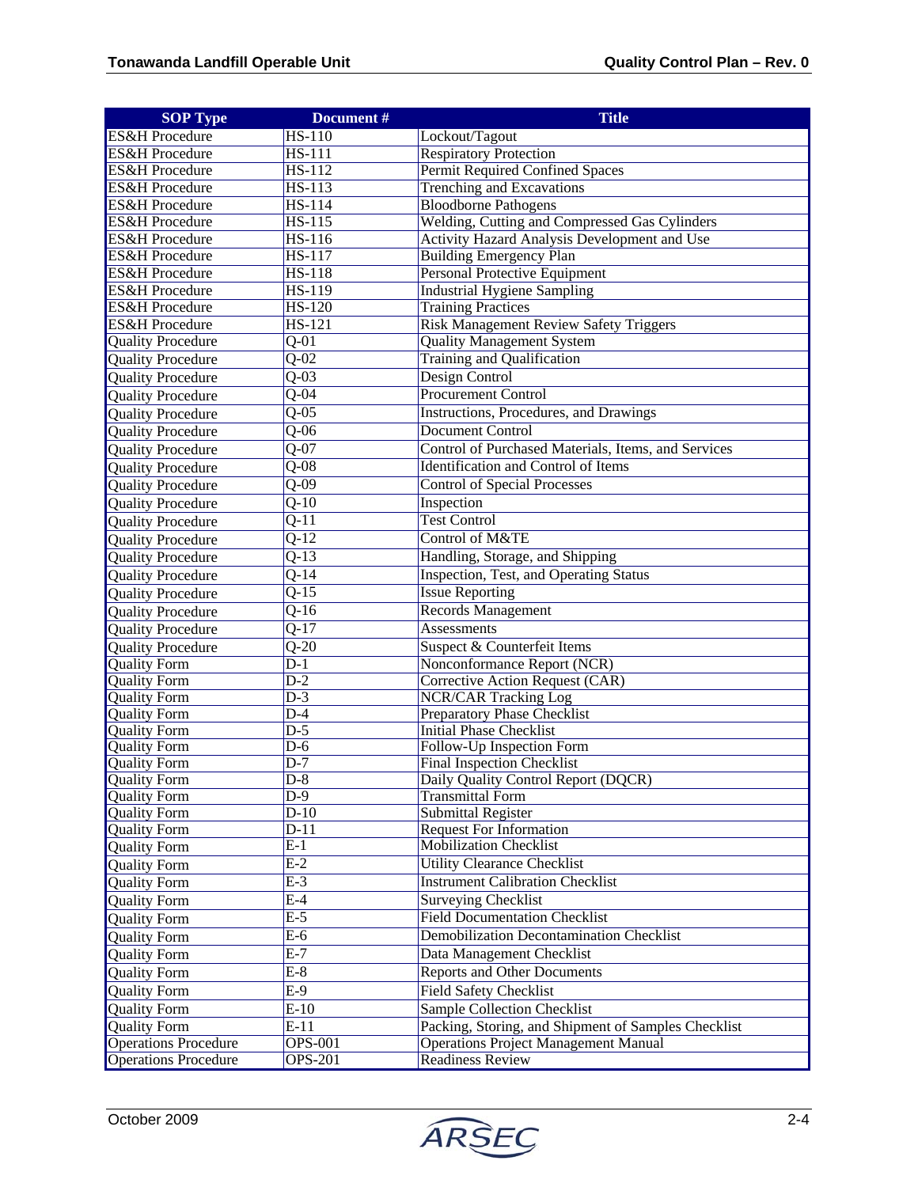| SOP Type | Document # | Title |
|---|---|---|
| ES&H Procedure | HS-110 | Lockout/Tagout |
| ES&H Procedure | HS-111 | Respiratory Protection |
| ES&H Procedure | HS-112 | Permit Required Confined Spaces |
| ES&H Procedure | HS-113 | Trenching and Excavations |
| ES&H Procedure | HS-114 | Bloodborne Pathogens |
| ES&H Procedure | HS-115 | Welding, Cutting and Compressed Gas Cylinders |
| ES&H Procedure | HS-116 | Activity Hazard Analysis Development and Use |
| ES&H Procedure | HS-117 | Building Emergency Plan |
| ES&H Procedure | HS-118 | Personal Protective Equipment |
| ES&H Procedure | HS-119 | Industrial Hygiene Sampling |
| ES&H Procedure | HS-120 | Training Practices |
| ES&H Procedure | HS-121 | Risk Management Review Safety Triggers |
| Quality Procedure | Q-01 | Quality Management System |
| Quality Procedure | Q-02 | Training and Qualification |
| Quality Procedure | Q-03 | Design Control |
| Quality Procedure | Q-04 | Procurement Control |
| Quality Procedure | Q-05 | Instructions, Procedures, and Drawings |
| Quality Procedure | Q-06 | Document Control |
| Quality Procedure | Q-07 | Control of Purchased Materials, Items, and Services |
| Quality Procedure | Q-08 | Identification and Control of Items |
| Quality Procedure | Q-09 | Control of Special Processes |
| Quality Procedure | Q-10 | Inspection |
| Quality Procedure | Q-11 | Test Control |
| Quality Procedure | Q-12 | Control of M&TE |
| Quality Procedure | Q-13 | Handling, Storage, and Shipping |
| Quality Procedure | Q-14 | Inspection, Test, and Operating Status |
| Quality Procedure | Q-15 | Issue Reporting |
| Quality Procedure | Q-16 | Records Management |
| Quality Procedure | Q-17 | Assessments |
| Quality Procedure | Q-20 | Suspect & Counterfeit Items |
| Quality Form | D-1 | Nonconformance Report (NCR) |
| Quality Form | D-2 | Corrective Action Request (CAR) |
| Quality Form | D-3 | NCR/CAR Tracking Log |
| Quality Form | D-4 | Preparatory Phase Checklist |
| Quality Form | D-5 | Initial Phase Checklist |
| Quality Form | D-6 | Follow-Up Inspection Form |
| Quality Form | D-7 | Final Inspection Checklist |
| Quality Form | D-8 | Daily Quality Control Report (DQCR) |
| Quality Form | D-9 | Transmittal Form |
| Quality Form | D-10 | Submittal Register |
| Quality Form | D-11 | Request For Information |
| Quality Form | E-1 | Mobilization Checklist |
| Quality Form | E-2 | Utility Clearance Checklist |
| Quality Form | E-3 | Instrument Calibration Checklist |
| Quality Form | E-4 | Surveying Checklist |
| Quality Form | E-5 | Field Documentation Checklist |
| Quality Form | E-6 | Demobilization Decontamination Checklist |
| Quality Form | E-7 | Data Management Checklist |
| Quality Form | E-8 | Reports and Other Documents |
| Quality Form | E-9 | Field Safety Checklist |
| Quality Form | E-10 | Sample Collection Checklist |
| Quality Form | E-11 | Packing, Storing, and Shipment of Samples Checklist |
| Operations Procedure | OPS-001 | Operations Project Management Manual |
| Operations Procedure | OPS-201 | Readiness Review |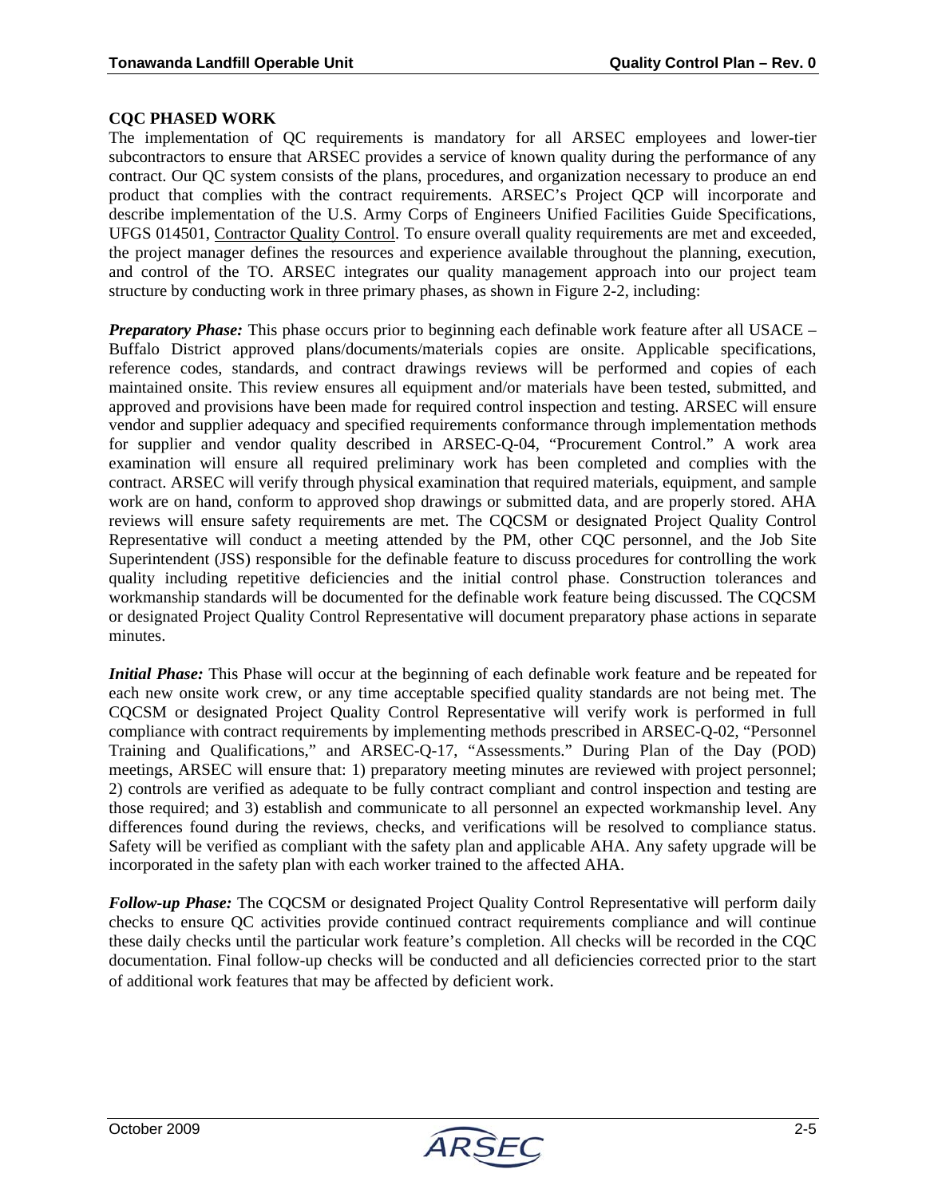**CQC PHASED WORK**

The implementation of QC requirements is mandatory for all ARSEC employees and lower-tier subcontractors to ensure that ARSEC provides a service of known quality during the performance of any contract. Our QC system consists of the plans, procedures, and organization necessary to produce an end product that complies with the contract requirements. ARSEC's Project QCP will incorporate and describe implementation of the U.S. Army Corps of Engineers Unified Facilities Guide Specifications, UFGS 014501, Contractor Quality Control. To ensure overall quality requirements are met and exceeded, the project manager defines the resources and experience available throughout the planning, execution, and control of the TO. ARSEC integrates our quality management approach into our project team structure by conducting work in three primary phases, as shown in Figure 2-2, including:

***Preparatory Phase:*** This phase occurs prior to beginning each definable work feature after all USACE – Buffalo District approved plans/documents/materials copies are onsite. Applicable specifications, reference codes, standards, and contract drawings reviews will be performed and copies of each maintained onsite. This review ensures all equipment and/or materials have been tested, submitted, and approved and provisions have been made for required control inspection and testing. ARSEC will ensure vendor and supplier adequacy and specified requirements conformance through implementation methods for supplier and vendor quality described in ARSEC-Q-04, "Procurement Control." A work area examination will ensure all required preliminary work has been completed and complies with the contract. ARSEC will verify through physical examination that required materials, equipment, and sample work are on hand, conform to approved shop drawings or submitted data, and are properly stored. AHA reviews will ensure safety requirements are met. The CQCSM or designated Project Quality Control Representative will conduct a meeting attended by the PM, other CQC personnel, and the Job Site Superintendent (JSS) responsible for the definable feature to discuss procedures for controlling the work quality including repetitive deficiencies and the initial control phase. Construction tolerances and workmanship standards will be documented for the definable work feature being discussed. The CQCSM or designated Project Quality Control Representative will document preparatory phase actions in separate minutes.

***Initial Phase:*** This Phase will occur at the beginning of each definable work feature and be repeated for each new onsite work crew, or any time acceptable specified quality standards are not being met. The CQCSM or designated Project Quality Control Representative will verify work is performed in full compliance with contract requirements by implementing methods prescribed in ARSEC-Q-02, "Personnel Training and Qualifications," and ARSEC-Q-17, "Assessments." During Plan of the Day (POD) meetings, ARSEC will ensure that: 1) preparatory meeting minutes are reviewed with project personnel; 2) controls are verified as adequate to be fully contract compliant and control inspection and testing are those required; and 3) establish and communicate to all personnel an expected workmanship level. Any differences found during the reviews, checks, and verifications will be resolved to compliance status. Safety will be verified as compliant with the safety plan and applicable AHA. Any safety upgrade will be incorporated in the safety plan with each worker trained to the affected AHA.

***Follow-up Phase:*** The CQCSM or designated Project Quality Control Representative will perform daily checks to ensure QC activities provide continued contract requirements compliance and will continue these daily checks until the particular work feature's completion. All checks will be recorded in the CQC documentation. Final follow-up checks will be conducted and all deficiencies corrected prior to the start of additional work features that may be affected by deficient work.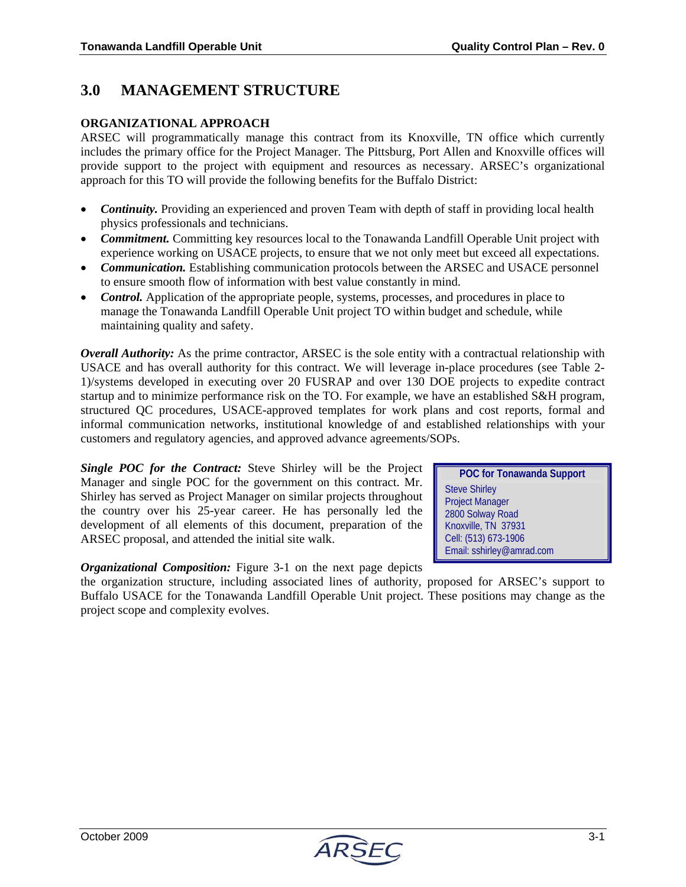# 3.0 MANAGEMENT STRUCTURE

**ORGANIZATIONAL APPROACH**

ARSEC will programmatically manage this contract from its Knoxville, TN office which currently includes the primary office for the Project Manager. The Pittsburg, Port Allen and Knoxville offices will provide support to the project with equipment and resources as necessary. ARSEC's organizational approach for this TO will provide the following benefits for the Buffalo District:

- ***Continuity.*** Providing an experienced and proven Team with depth of staff in providing local health physics professionals and technicians.
- ***Commitment.*** Committing key resources local to the Tonawanda Landfill Operable Unit project with experience working on USACE projects, to ensure that we not only meet but exceed all expectations.
- ***Communication.*** Establishing communication protocols between the ARSEC and USACE personnel to ensure smooth flow of information with best value constantly in mind.
- ***Control.*** Application of the appropriate people, systems, processes, and procedures in place to manage the Tonawanda Landfill Operable Unit project TO within budget and schedule, while maintaining quality and safety.

***Overall Authority:*** As the prime contractor, ARSEC is the sole entity with a contractual relationship with USACE and has overall authority for this contract. We will leverage in-place procedures (see Table 2-1)/systems developed in executing over 20 FUSRAP and over 130 DOE projects to expedite contract startup and to minimize performance risk on the TO. For example, we have an established S&H program, structured QC procedures, USACE-approved templates for work plans and cost reports, formal and informal communication networks, institutional knowledge of and established relationships with your customers and regulatory agencies, and approved advance agreements/SOPs.

***Single POC for the Contract:*** Steve Shirley will be the Project Manager and single POC for the government on this contract. Mr. Shirley has served as Project Manager on similar projects throughout the country over his 25-year career. He has personally led the development of all elements of this document, preparation of the ARSEC proposal, and attended the initial site walk.

> **POC for Tonawanda Support**
> Steve Shirley
> Project Manager
> 2800 Solway Road
> Knoxville, TN 37931
> Cell: (513) 673-1906
> Email: sshirley@amrad.com

***Organizational Composition:*** Figure 3-1 on the next page depicts the organization structure, including associated lines of authority, proposed for ARSEC's support to Buffalo USACE for the Tonawanda Landfill Operable Unit project. These positions may change as the project scope and complexity evolves.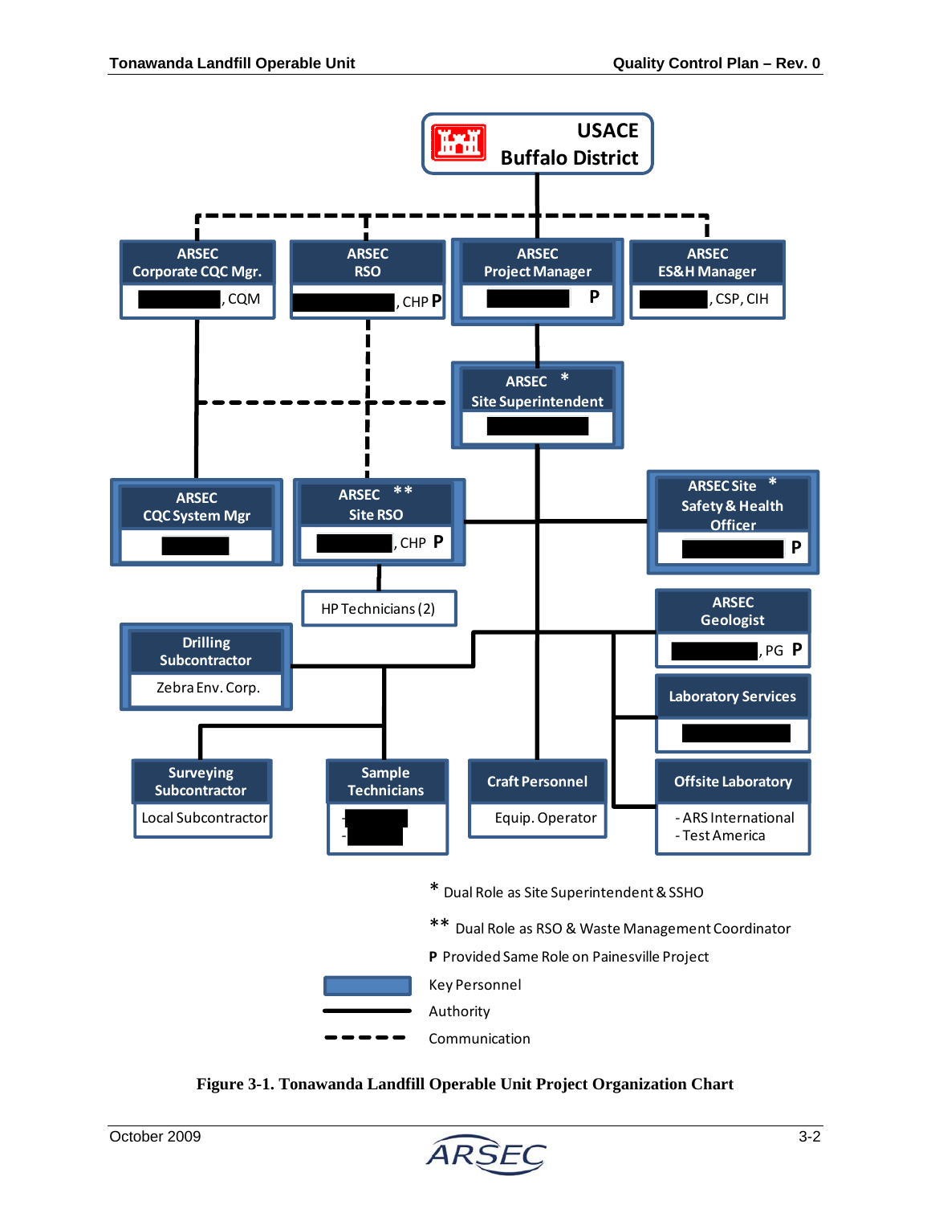USACE Buffalo District

ARSEC Corporate CQC Mgr. — , CQM

ARSEC RSO — , CHP **P**

ARSEC Project Manager — **P**

ARSEC ES&H Manager — , CSP, CIH

ARSEC * Site Superintendent

ARSEC CQC System Mgr

ARSEC ** Site RSO — , CHP **P**

ARSEC Site Safety & Health Officer * — **P**

HP Technicians (2)

ARSEC Geologist — , PG **P**

Drilling Subcontractor — Zebra Env. Corp.

Laboratory Services

Surveying Subcontractor — Local Subcontractor

Sample Technicians

Craft Personnel — Equip. Operator

Offsite Laboratory
- ARS International
- Test America

\* Dual Role as Site Superintendent & SSHO

\*\* Dual Role as RSO & Waste Management Coordinator

**P** Provided Same Role on Painesville Project

Key Personnel

Authority

Communication

**Figure 3-1. Tonawanda Landfill Operable Unit Project Organization Chart**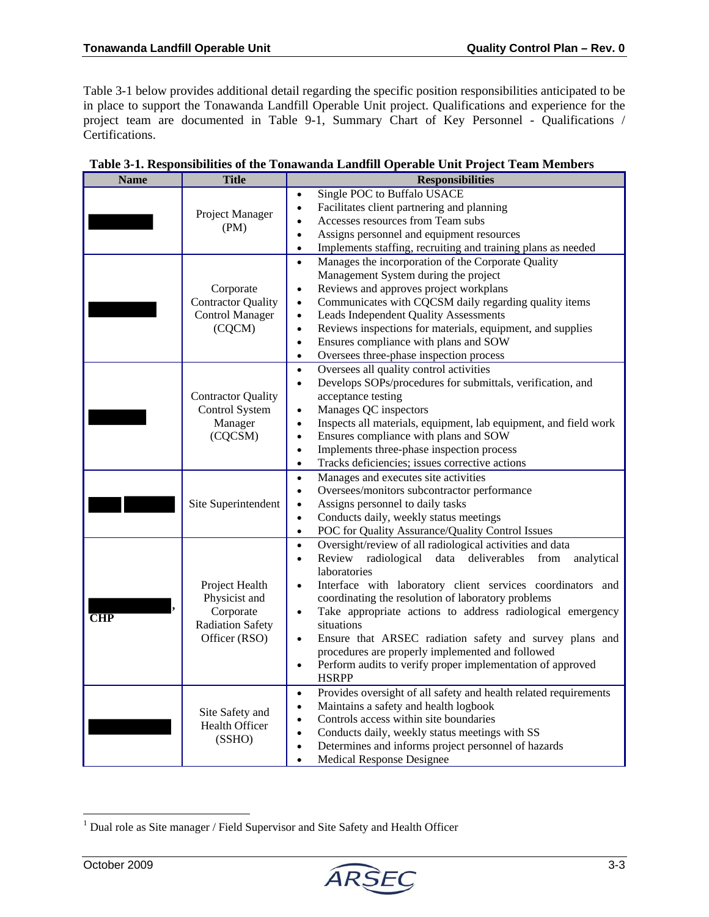Table 3-1 below provides additional detail regarding the specific position responsibilities anticipated to be in place to support the Tonawanda Landfill Operable Unit project. Qualifications and experience for the project team are documented in Table 9-1, Summary Chart of Key Personnel - Qualifications / Certifications.

**Table 3-1. Responsibilities of the Tonawanda Landfill Operable Unit Project Team Members**

| Name | Title | Responsibilities |
|---|---|---|
| | Project Manager (PM) | • Single POC to Buffalo USACE<br>• Facilitates client partnering and planning<br>• Accesses resources from Team subs<br>• Assigns personnel and equipment resources<br>• Implements staffing, recruiting and training plans as needed |
| | Corporate Contractor Quality Control Manager (CQCM) | • Manages the incorporation of the Corporate Quality Management System during the project<br>• Reviews and approves project workplans<br>• Communicates with CQCSM daily regarding quality items<br>• Leads Independent Quality Assessments<br>• Reviews inspections for materials, equipment, and supplies<br>• Ensures compliance with plans and SOW<br>• Oversees three-phase inspection process |
| | Contractor Quality Control System Manager (CQCSM) | • Oversees all quality control activities<br>• Develops SOPs/procedures for submittals, verification, and acceptance testing<br>• Manages QC inspectors<br>• Inspects all materials, equipment, lab equipment, and field work<br>• Ensures compliance with plans and SOW<br>• Implements three-phase inspection process<br>• Tracks deficiencies; issues corrective actions |
| | Site Superintendent | • Manages and executes site activities<br>• Oversees/monitors subcontractor performance<br>• Assigns personnel to daily tasks<br>• Conducts daily, weekly status meetings<br>• POC for Quality Assurance/Quality Control Issues |
| , **CHP** | Project Health Physicist and Corporate Radiation Safety Officer (RSO) | • Oversight/review of all radiological activities and data<br>• Review radiological data deliverables from analytical laboratories<br>• Interface with laboratory client services coordinators and coordinating the resolution of laboratory problems<br>• Take appropriate actions to address radiological emergency situations<br>• Ensure that ARSEC radiation safety and survey plans and procedures are properly implemented and followed<br>• Perform audits to verify proper implementation of approved HSRPP |
| | Site Safety and Health Officer (SSHO) | • Provides oversight of all safety and health related requirements<br>• Maintains a safety and health logbook<br>• Controls access within site boundaries<br>• Conducts daily, weekly status meetings with SS<br>• Determines and informs project personnel of hazards<br>• Medical Response Designee |

[1] Dual role as Site manager / Field Supervisor and Site Safety and Health Officer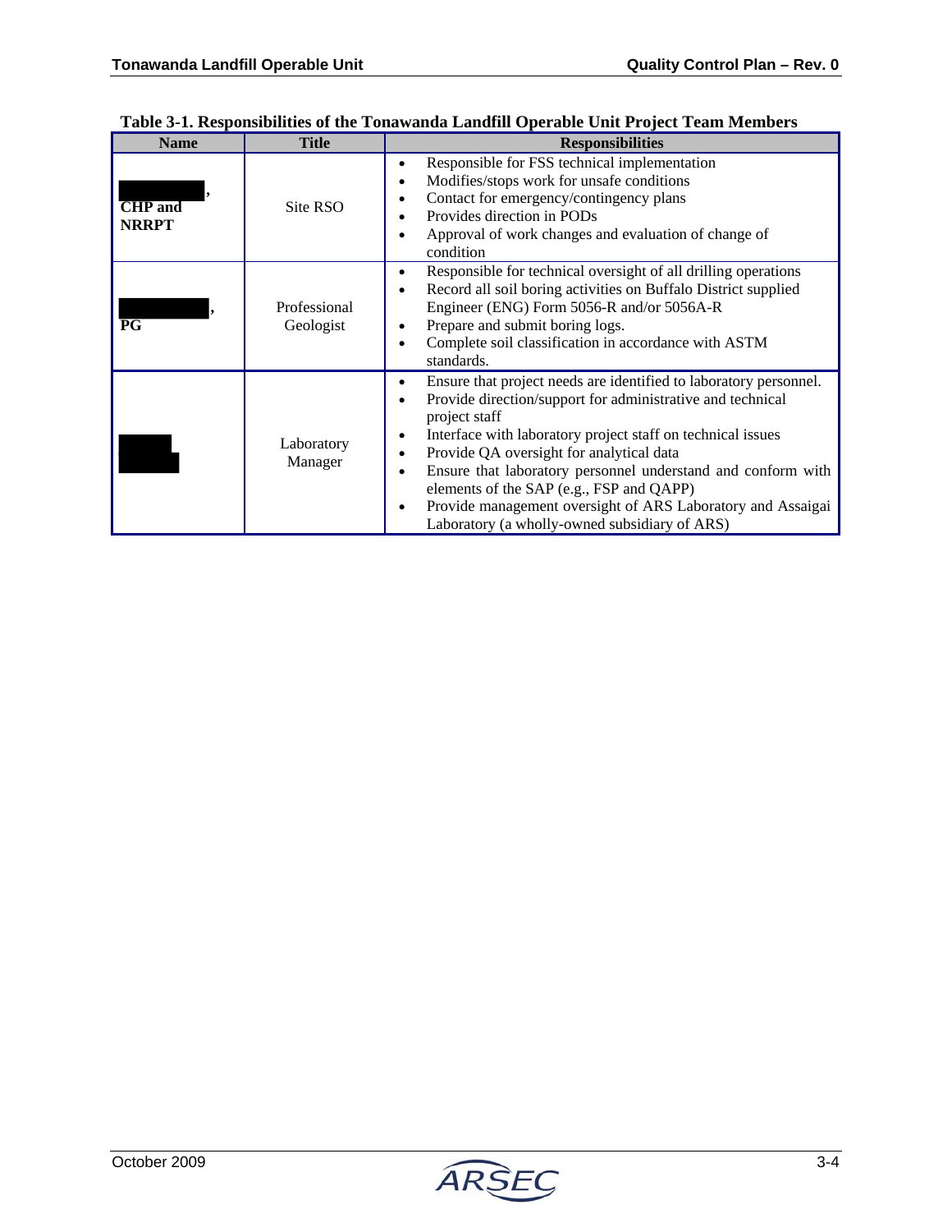**Table 3-1. Responsibilities of the Tonawanda Landfill Operable Unit Project Team Members**

| Name | Title | Responsibilities |
|---|---|---|
| , **CHP and NRRPT** | Site RSO | • Responsible for FSS technical implementation<br>• Modifies/stops work for unsafe conditions<br>• Contact for emergency/contingency plans<br>• Provides direction in PODs<br>• Approval of work changes and evaluation of change of condition |
| , **PG** | Professional Geologist | • Responsible for technical oversight of all drilling operations<br>• Record all soil boring activities on Buffalo District supplied Engineer (ENG) Form 5056-R and/or 5056A-R<br>• Prepare and submit boring logs.<br>• Complete soil classification in accordance with ASTM standards. |
| | Laboratory Manager | • Ensure that project needs are identified to laboratory personnel.<br>• Provide direction/support for administrative and technical project staff<br>• Interface with laboratory project staff on technical issues<br>• Provide QA oversight for analytical data<br>• Ensure that laboratory personnel understand and conform with elements of the SAP (e.g., FSP and QAPP)<br>• Provide management oversight of ARS Laboratory and Assaigai Laboratory (a wholly-owned subsidiary of ARS) |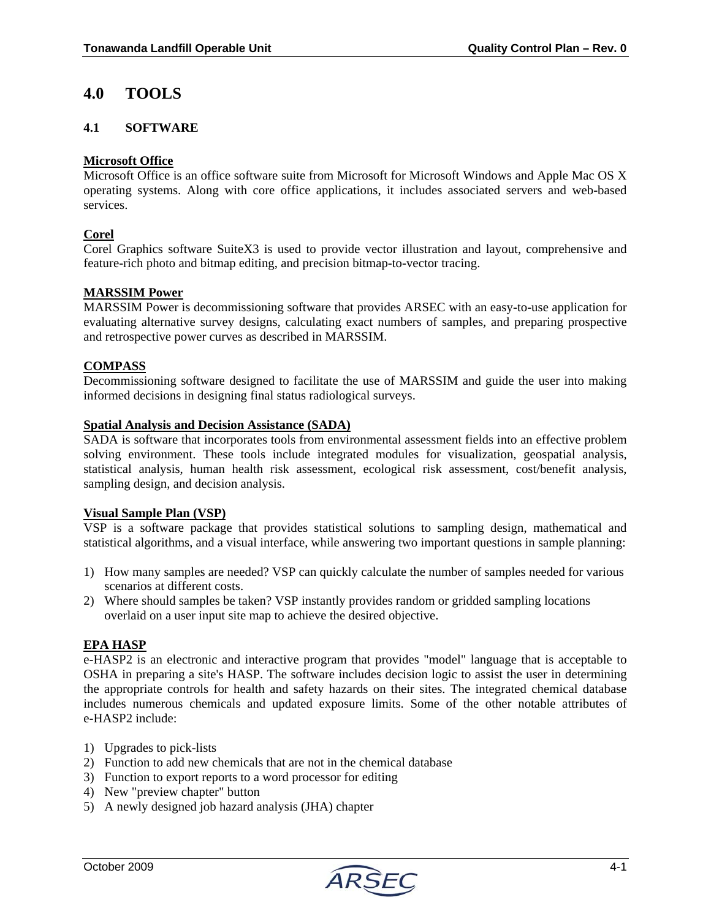# 4.0 TOOLS

## 4.1 SOFTWARE

**Microsoft Office**

Microsoft Office is an office software suite from Microsoft for Microsoft Windows and Apple Mac OS X operating systems. Along with core office applications, it includes associated servers and web-based services.

**Corel**

Corel Graphics software SuiteX3 is used to provide vector illustration and layout, comprehensive and feature-rich photo and bitmap editing, and precision bitmap-to-vector tracing.

**MARSSIM Power**

MARSSIM Power is decommissioning software that provides ARSEC with an easy-to-use application for evaluating alternative survey designs, calculating exact numbers of samples, and preparing prospective and retrospective power curves as described in MARSSIM.

**COMPASS**

Decommissioning software designed to facilitate the use of MARSSIM and guide the user into making informed decisions in designing final status radiological surveys.

**Spatial Analysis and Decision Assistance (SADA)**

SADA is software that incorporates tools from environmental assessment fields into an effective problem solving environment. These tools include integrated modules for visualization, geospatial analysis, statistical analysis, human health risk assessment, ecological risk assessment, cost/benefit analysis, sampling design, and decision analysis.

**Visual Sample Plan (VSP)**

VSP is a software package that provides statistical solutions to sampling design, mathematical and statistical algorithms, and a visual interface, while answering two important questions in sample planning:

1) How many samples are needed? VSP can quickly calculate the number of samples needed for various scenarios at different costs.
2) Where should samples be taken? VSP instantly provides random or gridded sampling locations overlaid on a user input site map to achieve the desired objective.

**EPA HASP**

e-HASP2 is an electronic and interactive program that provides "model" language that is acceptable to OSHA in preparing a site's HASP. The software includes decision logic to assist the user in determining the appropriate controls for health and safety hazards on their sites. The integrated chemical database includes numerous chemicals and updated exposure limits. Some of the other notable attributes of e-HASP2 include:

1) Upgrades to pick-lists
2) Function to add new chemicals that are not in the chemical database
3) Function to export reports to a word processor for editing
4) New "preview chapter" button
5) A newly designed job hazard analysis (JHA) chapter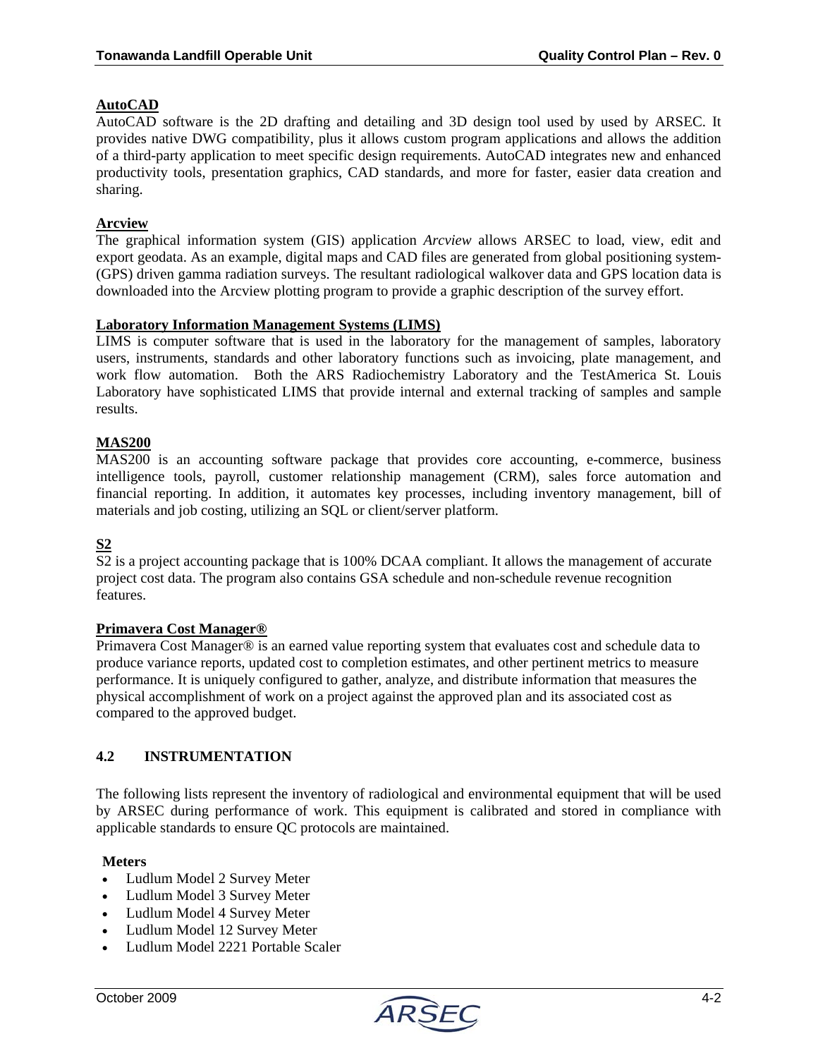**AutoCAD**

AutoCAD software is the 2D drafting and detailing and 3D design tool used by used by ARSEC. It provides native DWG compatibility, plus it allows custom program applications and allows the addition of a third-party application to meet specific design requirements. AutoCAD integrates new and enhanced productivity tools, presentation graphics, CAD standards, and more for faster, easier data creation and sharing.

**Arcview**

The graphical information system (GIS) application *Arcview* allows ARSEC to load, view, edit and export geodata. As an example, digital maps and CAD files are generated from global positioning system- (GPS) driven gamma radiation surveys. The resultant radiological walkover data and GPS location data is downloaded into the Arcview plotting program to provide a graphic description of the survey effort.

**Laboratory Information Management Systems (LIMS)**

LIMS is computer software that is used in the laboratory for the management of samples, laboratory users, instruments, standards and other laboratory functions such as invoicing, plate management, and work flow automation. Both the ARS Radiochemistry Laboratory and the TestAmerica St. Louis Laboratory have sophisticated LIMS that provide internal and external tracking of samples and sample results.

**MAS200**

MAS200 is an accounting software package that provides core accounting, e-commerce, business intelligence tools, payroll, customer relationship management (CRM), sales force automation and financial reporting. In addition, it automates key processes, including inventory management, bill of materials and job costing, utilizing an SQL or client/server platform.

**S2**

S2 is a project accounting package that is 100% DCAA compliant. It allows the management of accurate project cost data. The program also contains GSA schedule and non-schedule revenue recognition features.

**Primavera Cost Manager®**

Primavera Cost Manager® is an earned value reporting system that evaluates cost and schedule data to produce variance reports, updated cost to completion estimates, and other pertinent metrics to measure performance. It is uniquely configured to gather, analyze, and distribute information that measures the physical accomplishment of work on a project against the approved plan and its associated cost as compared to the approved budget.

## 4.2 INSTRUMENTATION

The following lists represent the inventory of radiological and environmental equipment that will be used by ARSEC during performance of work. This equipment is calibrated and stored in compliance with applicable standards to ensure QC protocols are maintained.

**Meters**

- Ludlum Model 2 Survey Meter
- Ludlum Model 3 Survey Meter
- Ludlum Model 4 Survey Meter
- Ludlum Model 12 Survey Meter
- Ludlum Model 2221 Portable Scaler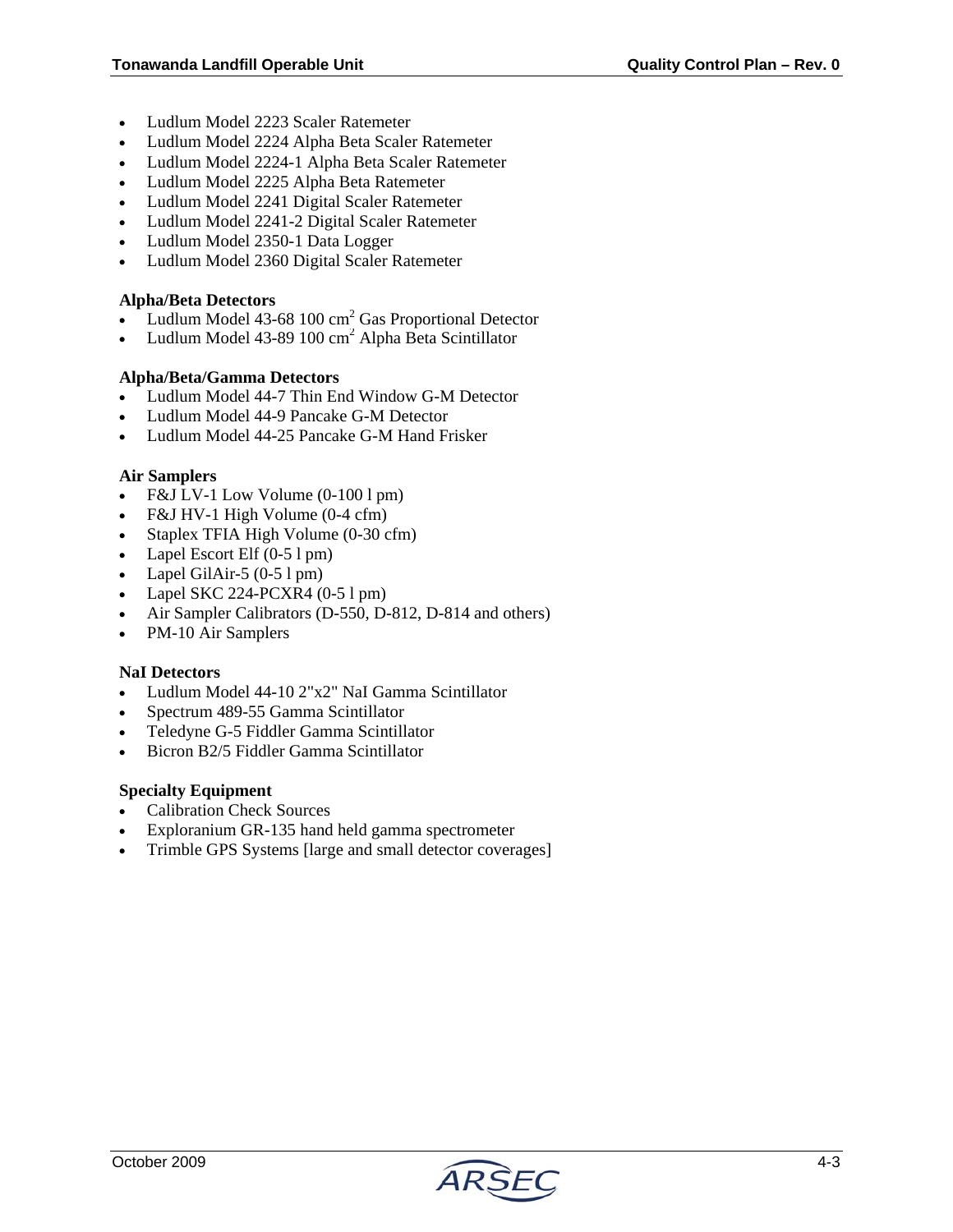- Ludlum Model 2223 Scaler Ratemeter
- Ludlum Model 2224 Alpha Beta Scaler Ratemeter
- Ludlum Model 2224-1 Alpha Beta Scaler Ratemeter
- Ludlum Model 2225 Alpha Beta Ratemeter
- Ludlum Model 2241 Digital Scaler Ratemeter
- Ludlum Model 2241-2 Digital Scaler Ratemeter
- Ludlum Model 2350-1 Data Logger
- Ludlum Model 2360 Digital Scaler Ratemeter

**Alpha/Beta Detectors**

- Ludlum Model 43-68 100 $cm^2$ Gas Proportional Detector
- Ludlum Model 43-89 100 $cm^2$ Alpha Beta Scintillator

**Alpha/Beta/Gamma Detectors**

- Ludlum Model 44-7 Thin End Window G-M Detector
- Ludlum Model 44-9 Pancake G-M Detector
- Ludlum Model 44-25 Pancake G-M Hand Frisker

**Air Samplers**

- F&J LV-1 Low Volume (0-100 l pm)
- F&J HV-1 High Volume (0-4 cfm)
- Staplex TFIA High Volume (0-30 cfm)
- Lapel Escort Elf (0-5 l pm)
- Lapel GilAir-5 (0-5 l pm)
- Lapel SKC 224-PCXR4 (0-5 l pm)
- Air Sampler Calibrators (D-550, D-812, D-814 and others)
- PM-10 Air Samplers

**NaI Detectors**

- Ludlum Model 44-10 2"x2" NaI Gamma Scintillator
- Spectrum 489-55 Gamma Scintillator
- Teledyne G-5 Fiddler Gamma Scintillator
- Bicron B2/5 Fiddler Gamma Scintillator

**Specialty Equipment**

- Calibration Check Sources
- Exploranium GR-135 hand held gamma spectrometer
- Trimble GPS Systems [large and small detector coverages]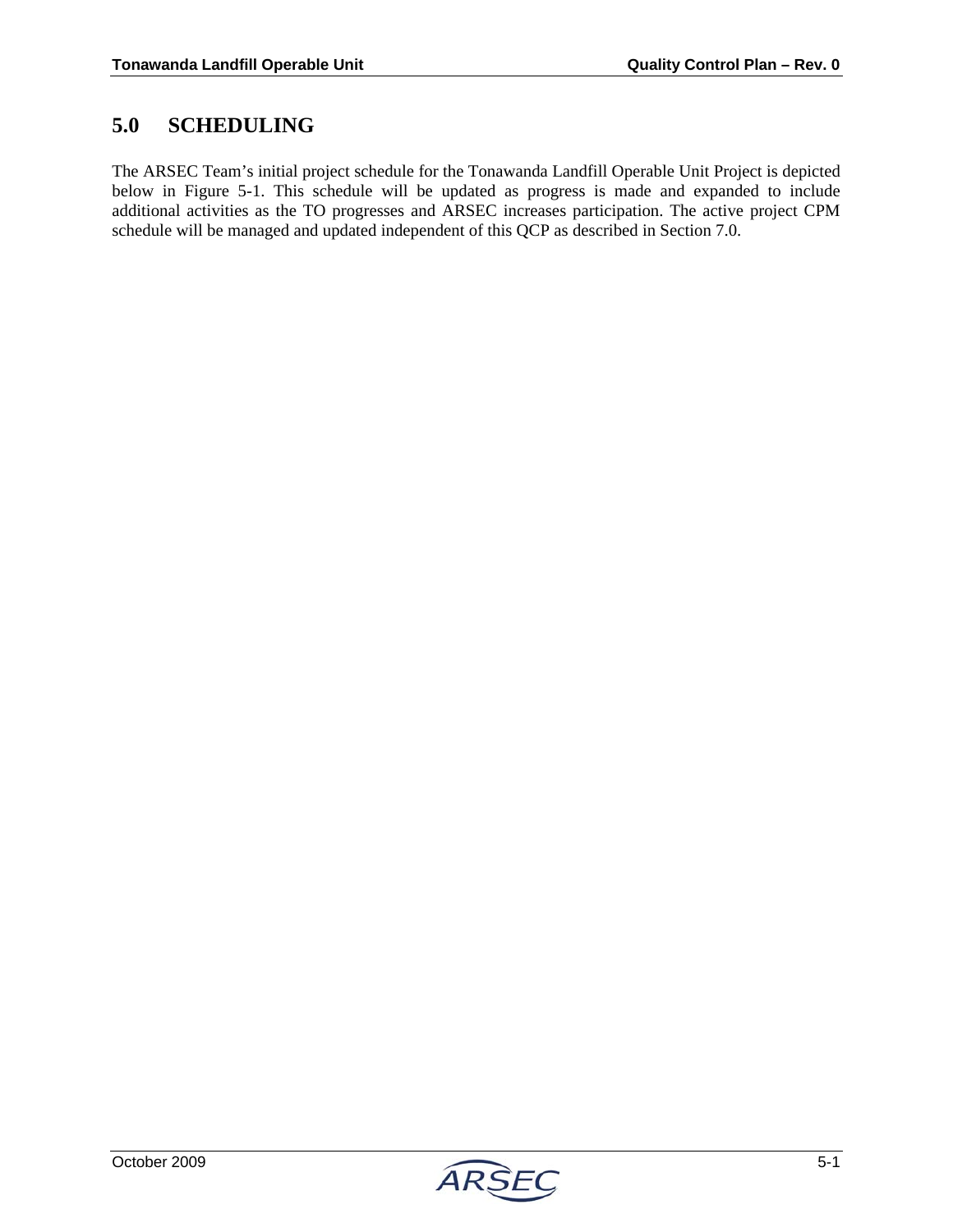# 5.0 SCHEDULING

The ARSEC Team's initial project schedule for the Tonawanda Landfill Operable Unit Project is depicted below in Figure 5-1. This schedule will be updated as progress is made and expanded to include additional activities as the TO progresses and ARSEC increases participation. The active project CPM schedule will be managed and updated independent of this QCP as described in Section 7.0.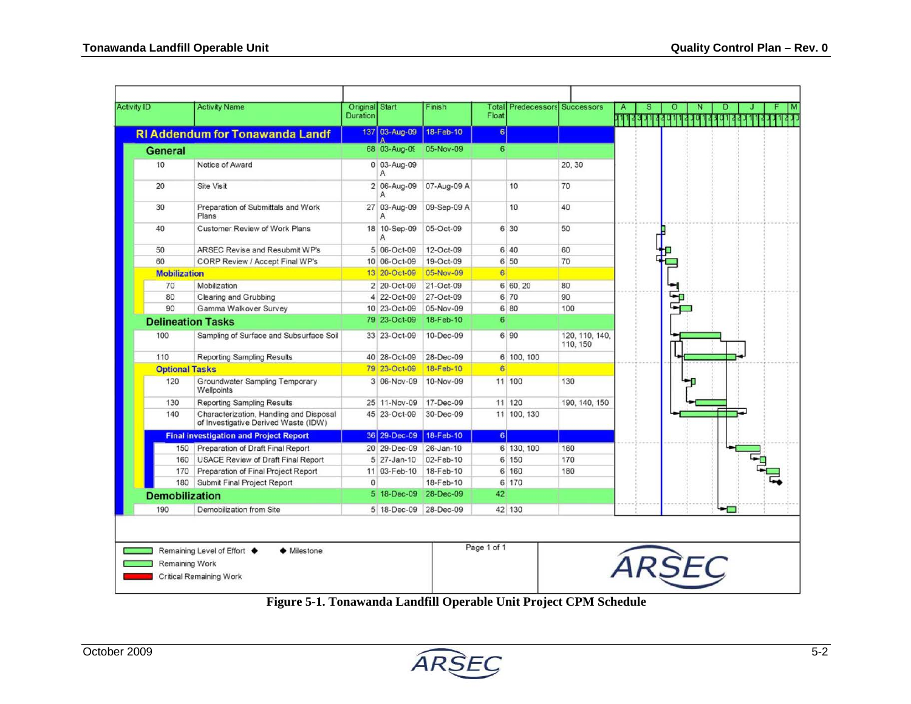| Activity ID | Activity Name | Original Duration | Start | Finish | Total Float | Predecessors | Successors |
|---|---|---|---|---|---|---|---|
| **RI Addendum for Tonawanda Landf** | | 137 | 03-Aug-09 A | 18-Feb-10 | 6 | | |
| **General** | | 68 | 03-Aug-09 | 05-Nov-09 | 6 | | |
| 10 | Notice of Award | 0 | 03-Aug-09 A | | | | 20, 30 |
| 20 | Site Visit | 2 | 06-Aug-09 A | 07-Aug-09 A | | 10 | 70 |
| 30 | Preparation of Submittals and Work Plans | 27 | 03-Aug-09 A | 09-Sep-09 A | | 10 | 40 |
| 40 | Customer Review of Work Plans | 18 | 10-Sep-09 A | 05-Oct-09 | 6 | 30 | 50 |
| 50 | ARSEC Revise and Resubmit WP's | 5 | 06-Oct-09 | 12-Oct-09 | 6 | 40 | 60 |
| 60 | CORP Review / Accept Final WP's | 10 | 06-Oct-09 | 19-Oct-09 | 6 | 50 | 70 |
| **Mobilization** | | 13 | 20-Oct-09 | 05-Nov-09 | 6 | | |
| 70 | Mobilization | 2 | 20-Oct-09 | 21-Oct-09 | 6 | 60, 20 | 80 |
| 80 | Clearing and Grubbing | 4 | 22-Oct-09 | 27-Oct-09 | 6 | 70 | 90 |
| 90 | Gamma Walkover Survey | 10 | 23-Oct-09 | 05-Nov-09 | 6 | 80 | 100 |
| **Delineation Tasks** | | 79 | 23-Oct-09 | 18-Feb-10 | 6 | | |
| 100 | Sampling of Surface and Subsurface Soil | 33 | 23-Oct-09 | 10-Dec-09 | 6 | 90 | 120, 110, 140, 110, 150 |
| 110 | Reporting Sampling Results | 40 | 28-Oct-09 | 28-Dec-09 | 6 | 100, 100 | |
| **Optional Tasks** | | 79 | 23-Oct-09 | 18-Feb-10 | 6 | | |
| 120 | Groundwater Sampling Temporary Wellpoints | 3 | 06-Nov-09 | 10-Nov-09 | 11 | 100 | 130 |
| 130 | Reporting Sampling Results | 25 | 11-Nov-09 | 17-Dec-09 | 11 | 120 | 190, 140, 150 |
| 140 | Characterization, Handling and Disposal of Investigative Derived Waste (IDW) | 45 | 23-Oct-09 | 30-Dec-09 | 11 | 100, 130 | |
| **Final investigation and Project Report** | | 36 | 29-Dec-09 | 18-Feb-10 | 6 | | |
| 150 | Preparation of Draft Final Report | 20 | 29-Dec-09 | 26-Jan-10 | 6 | 130, 100 | 160 |
| 160 | USACE Review of Draft Final Report | 5 | 27-Jan-10 | 02-Feb-10 | 6 | 150 | 170 |
| 170 | Preparation of Final Project Report | 11 | 03-Feb-10 | 18-Feb-10 | 6 | 160 | 180 |
| 180 | Submit Final Project Report | 0 | | 18-Feb-10 | 6 | 170 | |
| **Demobilization** | | 5 | 18-Dec-09 | 28-Dec-09 | 42 | | |
| 190 | Demobilization from Site | 5 | 18-Dec-09 | 28-Dec-09 | 42 | 130 | |

Legend: Remaining Level of Effort ◆ Milestone; Remaining Work; Critical Remaining Work

Page 1 of 1

ARSEC

**Figure 5-1. Tonawanda Landfill Operable Unit Project CPM Schedule**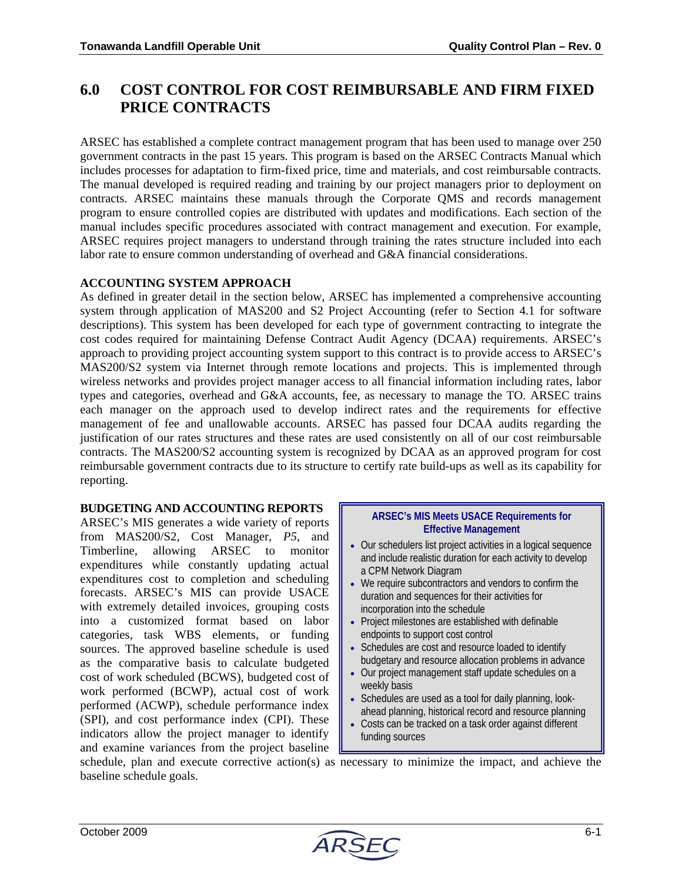# 6.0 COST CONTROL FOR COST REIMBURSABLE AND FIRM FIXED PRICE CONTRACTS

ARSEC has established a complete contract management program that has been used to manage over 250 government contracts in the past 15 years. This program is based on the ARSEC Contracts Manual which includes processes for adaptation to firm-fixed price, time and materials, and cost reimbursable contracts. The manual developed is required reading and training by our project managers prior to deployment on contracts. ARSEC maintains these manuals through the Corporate QMS and records management program to ensure controlled copies are distributed with updates and modifications. Each section of the manual includes specific procedures associated with contract management and execution. For example, ARSEC requires project managers to understand through training the rates structure included into each labor rate to ensure common understanding of overhead and G&A financial considerations.

**ACCOUNTING SYSTEM APPROACH**

As defined in greater detail in the section below, ARSEC has implemented a comprehensive accounting system through application of MAS200 and S2 Project Accounting (refer to Section 4.1 for software descriptions). This system has been developed for each type of government contracting to integrate the cost codes required for maintaining Defense Contract Audit Agency (DCAA) requirements. ARSEC's approach to providing project accounting system support to this contract is to provide access to ARSEC's MAS200/S2 system via Internet through remote locations and projects. This is implemented through wireless networks and provides project manager access to all financial information including rates, labor types and categories, overhead and G&A accounts, fee, as necessary to manage the TO. ARSEC trains each manager on the approach used to develop indirect rates and the requirements for effective management of fee and unallowable accounts. ARSEC has passed four DCAA audits regarding the justification of our rates structures and these rates are used consistently on all of our cost reimbursable contracts. The MAS200/S2 accounting system is recognized by DCAA as an approved program for cost reimbursable government contracts due to its structure to certify rate build-ups as well as its capability for reporting.

**BUDGETING AND ACCOUNTING REPORTS**

ARSEC's MIS generates a wide variety of reports from MAS200/S2, Cost Manager, *P5*, and Timberline, allowing ARSEC to monitor expenditures while constantly updating actual expenditures cost to completion and scheduling forecasts. ARSEC's MIS can provide USACE with extremely detailed invoices, grouping costs into a customized format based on labor categories, task WBS elements, or funding sources. The approved baseline schedule is used as the comparative basis to calculate budgeted cost of work scheduled (BCWS), budgeted cost of work performed (BCWP), actual cost of work performed (ACWP), schedule performance index (SPI), and cost performance index (CPI). These indicators allow the project manager to identify and examine variances from the project baseline schedule, plan and execute corrective action(s) as necessary to minimize the impact, and achieve the baseline schedule goals.

**ARSEC's MIS Meets USACE Requirements for Effective Management**

- Our schedulers list project activities in a logical sequence and include realistic duration for each activity to develop a CPM Network Diagram
- We require subcontractors and vendors to confirm the duration and sequences for their activities for incorporation into the schedule
- Project milestones are established with definable endpoints to support cost control
- Schedules are cost and resource loaded to identify budgetary and resource allocation problems in advance
- Our project management staff update schedules on a weekly basis
- Schedules are used as a tool for daily planning, look-ahead planning, historical record and resource planning
- Costs can be tracked on a task order against different funding sources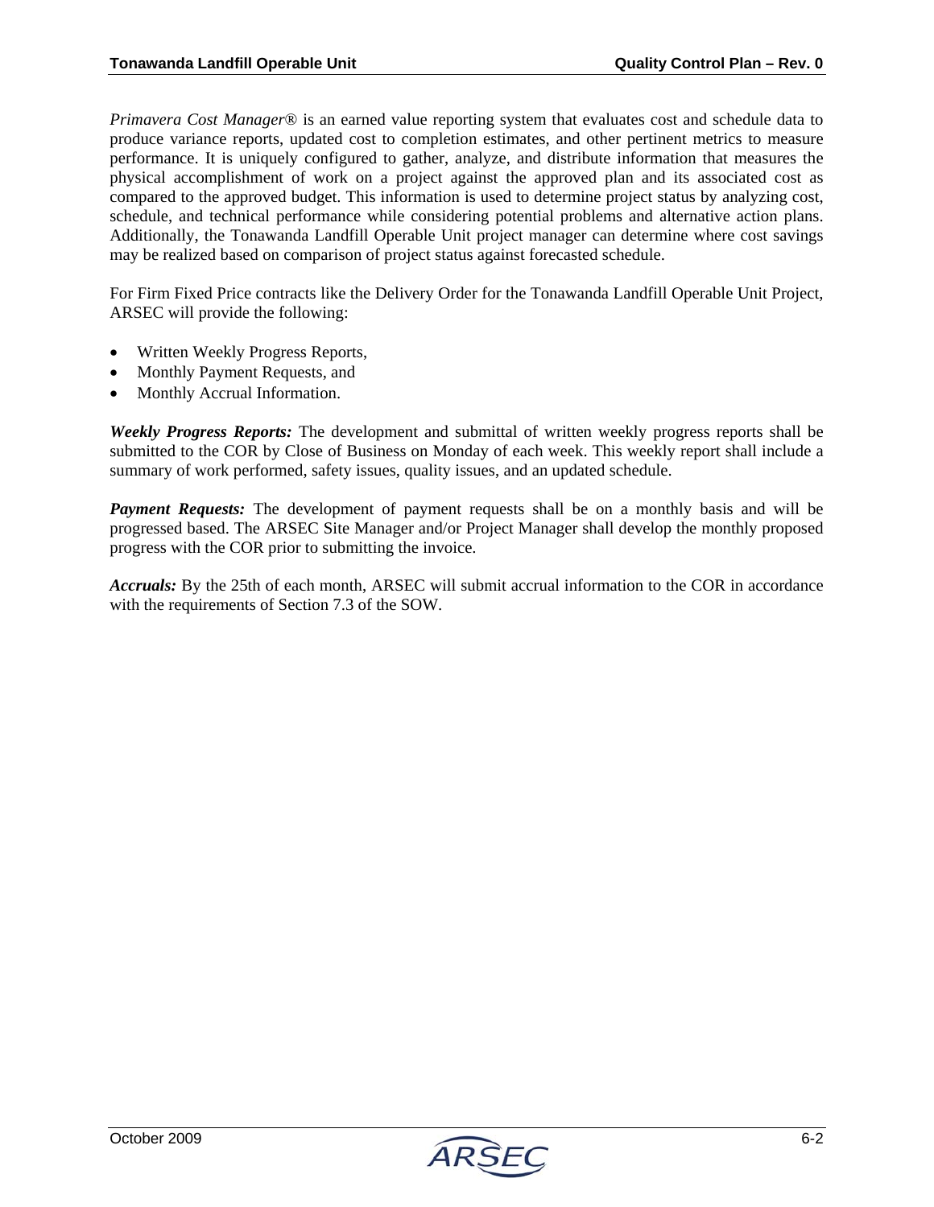*Primavera Cost Manager®* is an earned value reporting system that evaluates cost and schedule data to produce variance reports, updated cost to completion estimates, and other pertinent metrics to measure performance. It is uniquely configured to gather, analyze, and distribute information that measures the physical accomplishment of work on a project against the approved plan and its associated cost as compared to the approved budget. This information is used to determine project status by analyzing cost, schedule, and technical performance while considering potential problems and alternative action plans. Additionally, the Tonawanda Landfill Operable Unit project manager can determine where cost savings may be realized based on comparison of project status against forecasted schedule.

For Firm Fixed Price contracts like the Delivery Order for the Tonawanda Landfill Operable Unit Project, ARSEC will provide the following:

- Written Weekly Progress Reports,
- Monthly Payment Requests, and
- Monthly Accrual Information.

***Weekly Progress Reports:*** The development and submittal of written weekly progress reports shall be submitted to the COR by Close of Business on Monday of each week. This weekly report shall include a summary of work performed, safety issues, quality issues, and an updated schedule.

***Payment Requests:*** The development of payment requests shall be on a monthly basis and will be progressed based. The ARSEC Site Manager and/or Project Manager shall develop the monthly proposed progress with the COR prior to submitting the invoice.

***Accruals:*** By the 25th of each month, ARSEC will submit accrual information to the COR in accordance with the requirements of Section 7.3 of the SOW.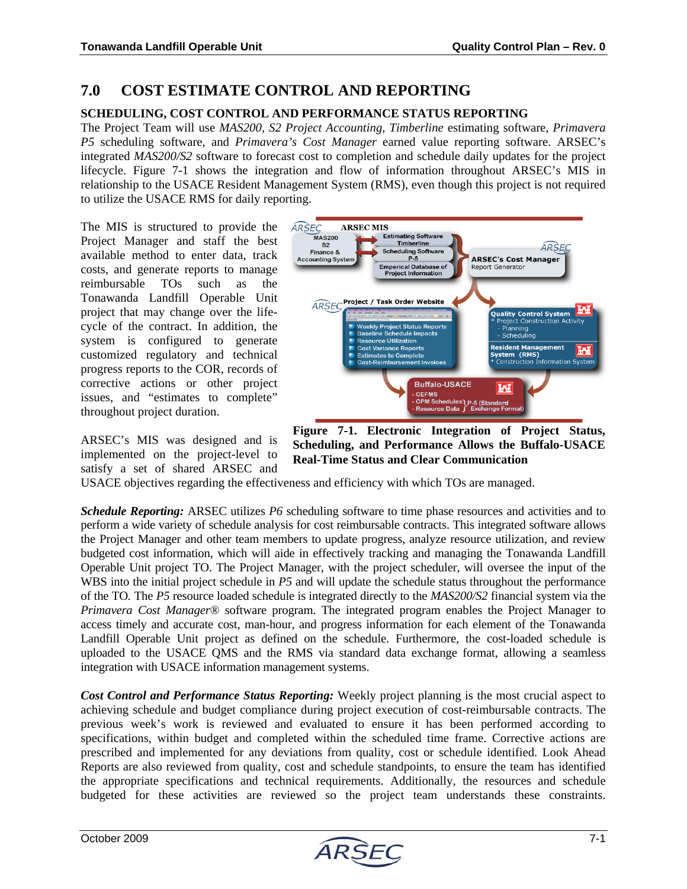# 7.0 COST ESTIMATE CONTROL AND REPORTING

## SCHEDULING, COST CONTROL AND PERFORMANCE STATUS REPORTING

The Project Team will use *MAS200, S2 Project Accounting, Timberline* estimating software, *Primavera P5* scheduling software, and *Primavera's Cost Manager* earned value reporting software. ARSEC's integrated *MAS200/S2* software to forecast cost to completion and schedule daily updates for the project lifecycle. Figure 7-1 shows the integration and flow of information throughout ARSEC's MIS in relationship to the USACE Resident Management System (RMS), even though this project is not required to utilize the USACE RMS for daily reporting.

The MIS is structured to provide the Project Manager and staff the best available method to enter data, track costs, and generate reports to manage reimbursable TOs such as the Tonawanda Landfill Operable Unit project that may change over the life-cycle of the contract. In addition, the system is configured to generate customized regulatory and technical progress reports to the COR, records of corrective actions or other project issues, and "estimates to complete" throughout project duration.

**Figure 7-1. Electronic Integration of Project Status, Scheduling, and Performance Allows the Buffalo-USACE Real-Time Status and Clear Communication**

ARSEC's MIS was designed and is implemented on the project-level to satisfy a set of shared ARSEC and USACE objectives regarding the effectiveness and efficiency with which TOs are managed.

***Schedule Reporting:*** ARSEC utilizes *P6* scheduling software to time phase resources and activities and to perform a wide variety of schedule analysis for cost reimbursable contracts. This integrated software allows the Project Manager and other team members to update progress, analyze resource utilization, and review budgeted cost information, which will aide in effectively tracking and managing the Tonawanda Landfill Operable Unit project TO. The Project Manager, with the project scheduler, will oversee the input of the WBS into the initial project schedule in *P5* and will update the schedule status throughout the performance of the TO. The *P5* resource loaded schedule is integrated directly to the *MAS200/S2* financial system via the *Primavera Cost Manager®* software program. The integrated program enables the Project Manager to access timely and accurate cost, man-hour, and progress information for each element of the Tonawanda Landfill Operable Unit project as defined on the schedule. Furthermore, the cost-loaded schedule is uploaded to the USACE QMS and the RMS via standard data exchange format, allowing a seamless integration with USACE information management systems.

***Cost Control and Performance Status Reporting:*** Weekly project planning is the most crucial aspect to achieving schedule and budget compliance during project execution of cost-reimbursable contracts. The previous week's work is reviewed and evaluated to ensure it has been performed according to specifications, within budget and completed within the scheduled time frame. Corrective actions are prescribed and implemented for any deviations from quality, cost or schedule identified. Look Ahead Reports are also reviewed from quality, cost and schedule standpoints, to ensure the team has identified the appropriate specifications and technical requirements. Additionally, the resources and schedule budgeted for these activities are reviewed so the project team understands these constraints.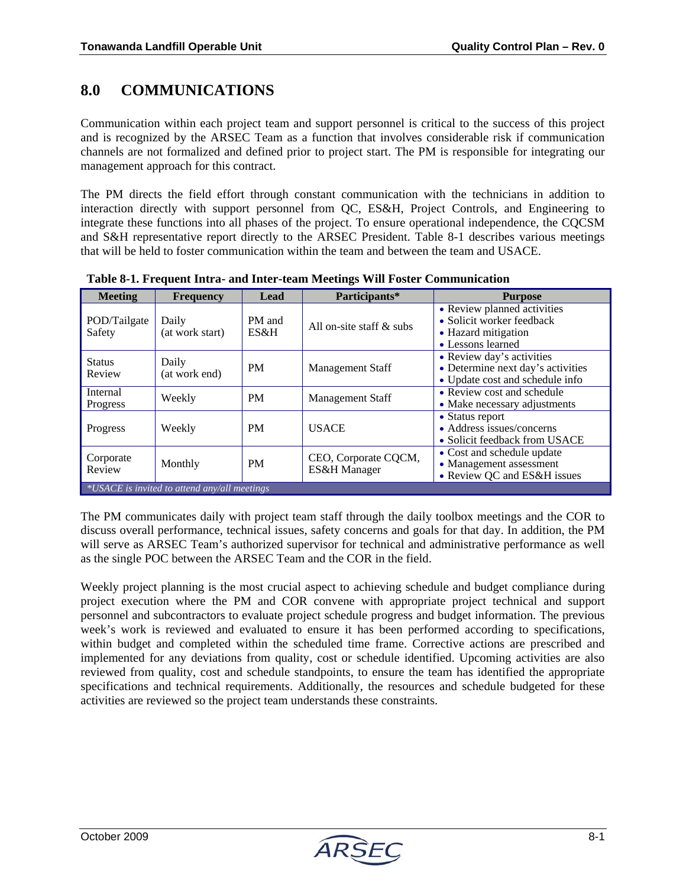# 8.0 COMMUNICATIONS

Communication within each project team and support personnel is critical to the success of this project and is recognized by the ARSEC Team as a function that involves considerable risk if communication channels are not formalized and defined prior to project start. The PM is responsible for integrating our management approach for this contract.

The PM directs the field effort through constant communication with the technicians in addition to interaction directly with support personnel from QC, ES&H, Project Controls, and Engineering to integrate these functions into all phases of the project. To ensure operational independence, the CQCSM and S&H representative report directly to the ARSEC President. Table 8-1 describes various meetings that will be held to foster communication within the team and between the team and USACE.

**Table 8-1. Frequent Intra- and Inter-team Meetings Will Foster Communication**

| Meeting | Frequency | Lead | Participants* | Purpose |
|---|---|---|---|---|
| POD/Tailgate Safety | Daily (at work start) | PM and ES&H | All on-site staff & subs | • Review planned activities<br>• Solicit worker feedback<br>• Hazard mitigation<br>• Lessons learned |
| Status Review | Daily (at work end) | PM | Management Staff | • Review day's activities<br>• Determine next day's activities<br>• Update cost and schedule info |
| Internal Progress | Weekly | PM | Management Staff | • Review cost and schedule<br>• Make necessary adjustments |
| Progress | Weekly | PM | USACE | • Status report<br>• Address issues/concerns<br>• Solicit feedback from USACE |
| Corporate Review | Monthly | PM | CEO, Corporate CQCM, ES&H Manager | • Cost and schedule update<br>• Management assessment<br>• Review QC and ES&H issues |

*\*USACE is invited to attend any/all meetings*

The PM communicates daily with project team staff through the daily toolbox meetings and the COR to discuss overall performance, technical issues, safety concerns and goals for that day. In addition, the PM will serve as ARSEC Team's authorized supervisor for technical and administrative performance as well as the single POC between the ARSEC Team and the COR in the field.

Weekly project planning is the most crucial aspect to achieving schedule and budget compliance during project execution where the PM and COR convene with appropriate project technical and support personnel and subcontractors to evaluate project schedule progress and budget information. The previous week's work is reviewed and evaluated to ensure it has been performed according to specifications, within budget and completed within the scheduled time frame. Corrective actions are prescribed and implemented for any deviations from quality, cost or schedule identified. Upcoming activities are also reviewed from quality, cost and schedule standpoints, to ensure the team has identified the appropriate specifications and technical requirements. Additionally, the resources and schedule budgeted for these activities are reviewed so the project team understands these constraints.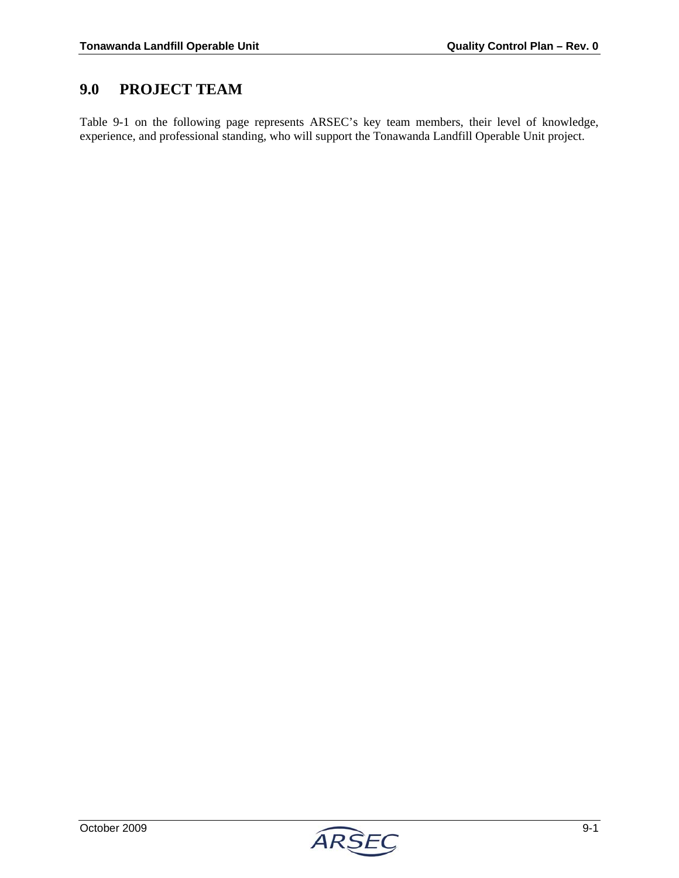# 9.0 PROJECT TEAM

Table 9-1 on the following page represents ARSEC's key team members, their level of knowledge, experience, and professional standing, who will support the Tonawanda Landfill Operable Unit project.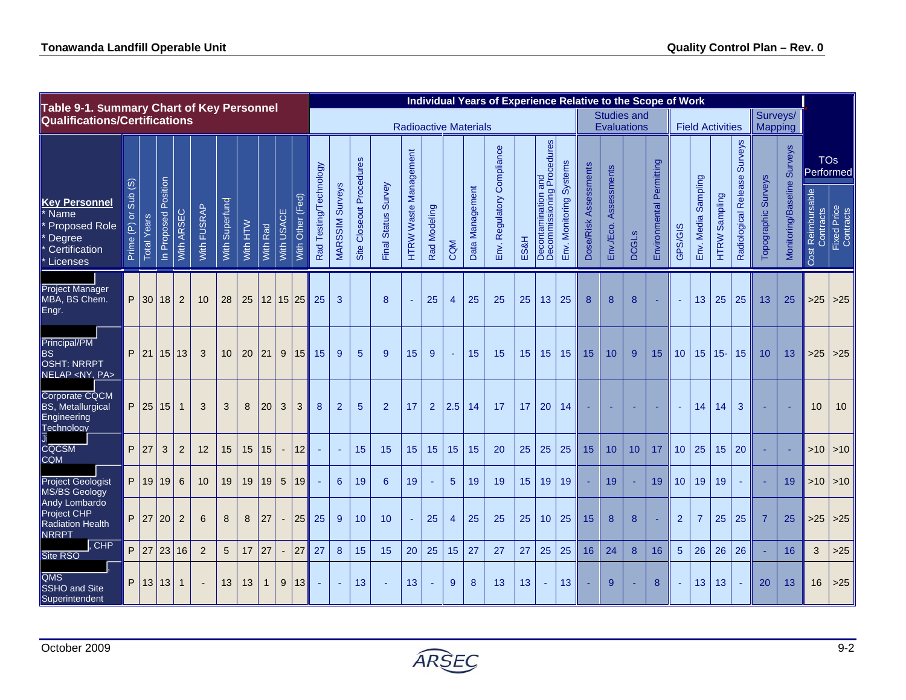| Table 9-1. Summary Chart of Key Personnel Qualifications/Certifications | | | | | | | | | | | Individual Years of Experience Relative to the Scope of Work | | | | | | | | | | | | | | | | | | | | | | | | | | | | |
|---|---|---|---|---|---|---|---|---|---|---|---|---|---|---|---|---|---|---|---|---|---|---|---|---|---|---|---|---|---|---|---|---|---|---|---|---|---|---|---|
| | | | | | | | | | | | Radioactive Materials | | | | | | | | | | | | | Studies and Evaluations | | | | Field Activities | | | | Surveys/ Mapping | | TOs Performed | |
| Key Personnel * Name * Proposed Role * Degree * Certification * Licenses | Prime (P) or Sub (S) | Total Years | In Proposed Position | With ARSEC | With FUSRAP | With Superfund | With HTW | With Rad | With USACE | With Other (Fed) | Rad Testing/Technology | MARSSIM Surveys | Site Closeout Procedures | Final Status Survey | HTRW Waste Management | Rad Modeling | CQM | Data Management | Env. Regulatory Compliance | ES&H | Decontamination and Decommissioning Procedures | Env. Monitoring Systems | Dose/Risk Assessments | Env./Eco. Assessments | DCGLs | Environmental Permitting | GPS/GIS | Env. Media Sampling | HTRW Sampling | Radiological Release Surveys | Topographic Surveys | Monitoring/Baseline Surveys | Cost Reimbursable Contracts | Fixed Price Contracts |
| Project Manager MBA, BS Chem. Engr. | P | 30 | 18 | 2 | 10 | 28 | 25 | 12 | 15 | 25 | 25 | 3 | | 8 | - | 25 | 4 | 25 | 25 | 25 | 13 | 25 | 8 | 8 | 8 | - | - | 13 | 25 | 25 | 13 | 25 | >25 | >25 |
| Principal/PM BS OSHT: NRRPT NELAP <NY, PA> | P | 21 | 15 | 13 | 3 | 10 | 20 | 21 | 9 | 15 | 15 | 9 | 5 | 9 | 15 | 9 | - | 15 | 15 | 15 | 15 | 15 | 15 | 10 | 9 | 15 | 10 | 15 | 15- | 15 | 10 | 13 | >25 | >25 |
| Corporate CQCM BS, Metallurgical Engineering Technology | P | 25 | 15 | 1 | 3 | 3 | 8 | 20 | 3 | 3 | 8 | 2 | 5 | 2 | 17 | 2 | 2.5 | 14 | 17 | 17 | 20 | 14 | - | - | - | - | - | 14 | 14 | 3 | - | - | 10 | 10 |
| Ji CQCSM COM | P | 27 | 3 | 2 | 12 | 15 | 15 | 15 | - | 12 | - | - | 15 | 15 | 15 | 15 | 15 | 15 | 20 | 25 | 25 | 25 | 15 | 10 | 10 | 17 | 10 | 25 | 15 | 20 | - | - | >10 | >10 |
| Project Geologist MS/BS Geology | P | 19 | 19 | 6 | 10 | 19 | 19 | 19 | 5 | 19 | - | 6 | 19 | 6 | 19 | - | 5 | 19 | 19 | 15 | 19 | 19 | - | 19 | - | 19 | 10 | 19 | 19 | - | - | 19 | >10 | >10 |
| Andy Lombardo Project CHP Radiation Health NRRPT | P | 27 | 20 | 2 | 6 | 8 | 8 | 27 | - | 25 | 25 | 9 | 10 | 10 | - | 25 | 4 | 25 | 25 | 25 | 10 | 25 | 15 | 8 | 8 | - | 2 | 7 | 25 | 25 | 7 | 25 | >25 | >25 |
| , CHP Site RSO | P | 27 | 23 | 16 | 2 | 5 | 17 | 27 | - | 27 | 27 | 8 | 15 | 15 | 20 | 25 | 15 | 27 | 27 | 27 | 25 | 25 | 16 | 24 | 8 | 16 | 5 | 26 | 26 | 26 | - | 16 | 3 | >25 |
| , QMS SSHO and Site Superintendent | P | 13 | 13 | 1 | - | 13 | 13 | 1 | 9 | 13 | - | - | 13 | - | 13 | - | 9 | 8 | 13 | 13 | - | 13 | - | 9 | - | 8 | - | 13 | 13 | - | 20 | 13 | 16 | >25 |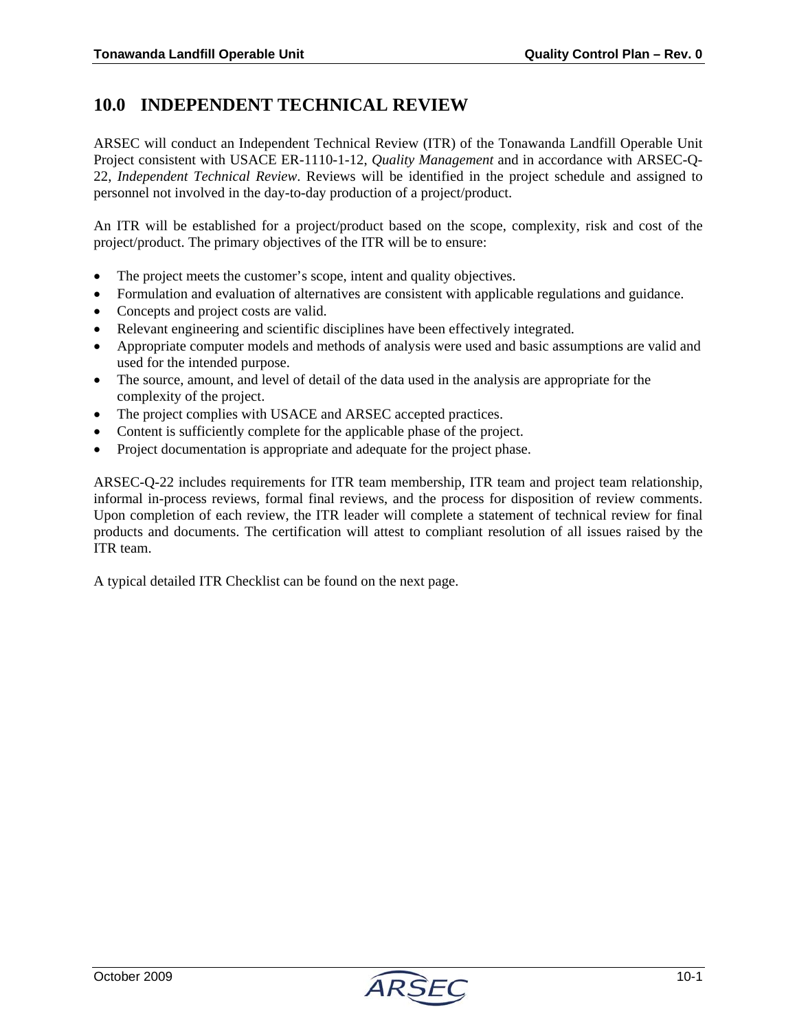# 10.0 INDEPENDENT TECHNICAL REVIEW

ARSEC will conduct an Independent Technical Review (ITR) of the Tonawanda Landfill Operable Unit Project consistent with USACE ER-1110-1-12, *Quality Management* and in accordance with ARSEC-Q-22, *Independent Technical Review*. Reviews will be identified in the project schedule and assigned to personnel not involved in the day-to-day production of a project/product.

An ITR will be established for a project/product based on the scope, complexity, risk and cost of the project/product. The primary objectives of the ITR will be to ensure:

- The project meets the customer's scope, intent and quality objectives.
- Formulation and evaluation of alternatives are consistent with applicable regulations and guidance.
- Concepts and project costs are valid.
- Relevant engineering and scientific disciplines have been effectively integrated.
- Appropriate computer models and methods of analysis were used and basic assumptions are valid and used for the intended purpose.
- The source, amount, and level of detail of the data used in the analysis are appropriate for the complexity of the project.
- The project complies with USACE and ARSEC accepted practices.
- Content is sufficiently complete for the applicable phase of the project.
- Project documentation is appropriate and adequate for the project phase.

ARSEC-Q-22 includes requirements for ITR team membership, ITR team and project team relationship, informal in-process reviews, formal final reviews, and the process for disposition of review comments. Upon completion of each review, the ITR leader will complete a statement of technical review for final products and documents. The certification will attest to compliant resolution of all issues raised by the ITR team.

A typical detailed ITR Checklist can be found on the next page.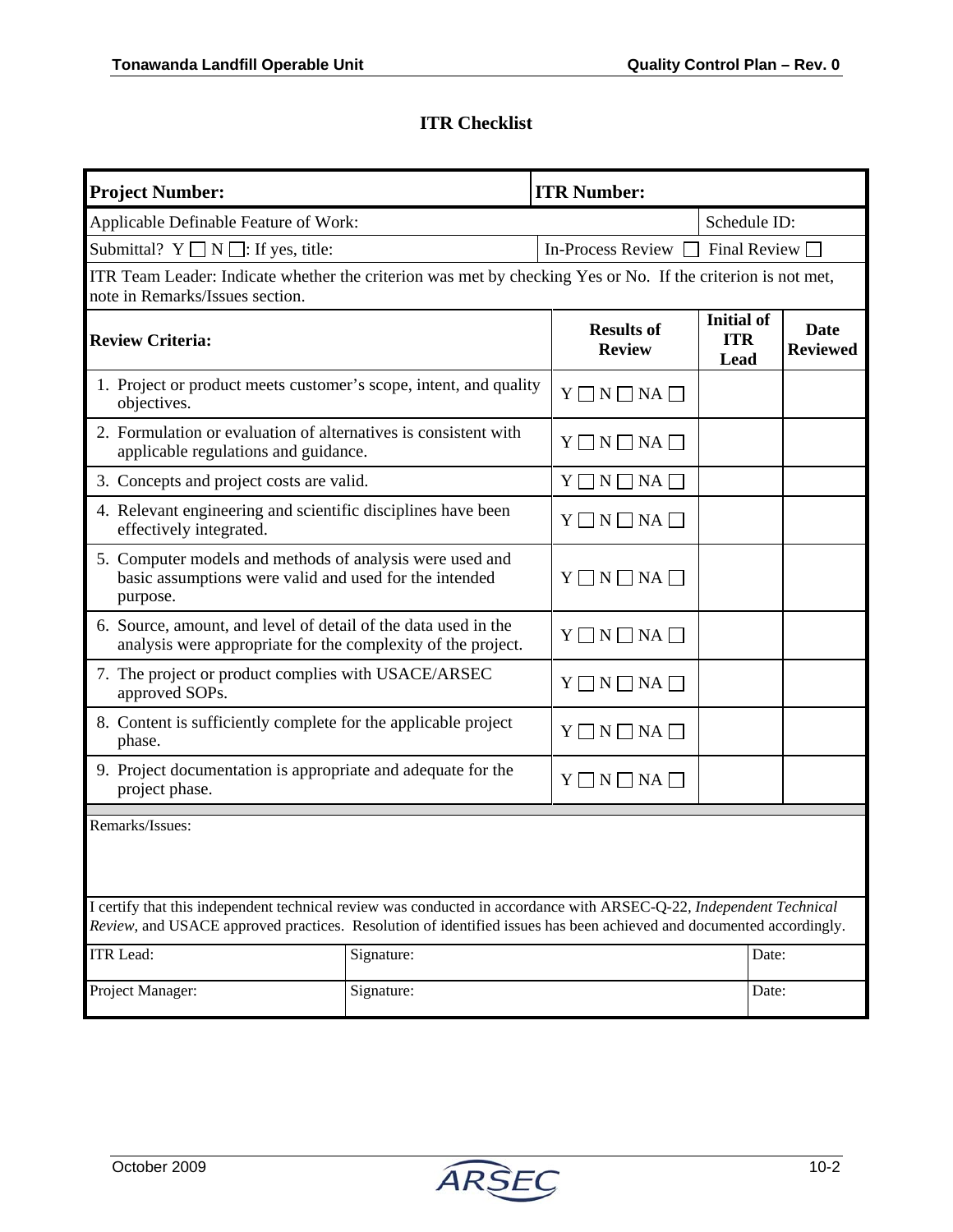## ITR Checklist

| **Project Number:** | | **ITR Number:** | | |
|---|---|---|---|---|
| Applicable Definable Feature of Work: | | | Schedule ID: | |
| Submittal? Y ☐ N ☐: If yes, title: | | In-Process Review ☐ | Final Review ☐ | |
| ITR Team Leader: Indicate whether the criterion was met by checking Yes or No. If the criterion is not met, note in Remarks/Issues section. | | | | |
| **Review Criteria:** | | **Results of Review** | **Initial of ITR Lead** | **Date Reviewed** |
| 1. Project or product meets customer's scope, intent, and quality objectives. | | Y ☐ N ☐ NA ☐ | | |
| 2. Formulation or evaluation of alternatives is consistent with applicable regulations and guidance. | | Y ☐ N ☐ NA ☐ | | |
| 3. Concepts and project costs are valid. | | Y ☐ N ☐ NA ☐ | | |
| 4. Relevant engineering and scientific disciplines have been effectively integrated. | | Y ☐ N ☐ NA ☐ | | |
| 5. Computer models and methods of analysis were used and basic assumptions were valid and used for the intended purpose. | | Y ☐ N ☐ NA ☐ | | |
| 6. Source, amount, and level of detail of the data used in the analysis were appropriate for the complexity of the project. | | Y ☐ N ☐ NA ☐ | | |
| 7. The project or product complies with USACE/ARSEC approved SOPs. | | Y ☐ N ☐ NA ☐ | | |
| 8. Content is sufficiently complete for the applicable project phase. | | Y ☐ N ☐ NA ☐ | | |
| 9. Project documentation is appropriate and adequate for the project phase. | | Y ☐ N ☐ NA ☐ | | |
| Remarks/Issues: | | | | |
| I certify that this independent technical review was conducted in accordance with ARSEC-Q-22, *Independent Technical Review*, and USACE approved practices. Resolution of identified issues has been achieved and documented accordingly. | | | | |
| ITR Lead: | Signature: | | | Date: |
| Project Manager: | Signature: | | | Date: |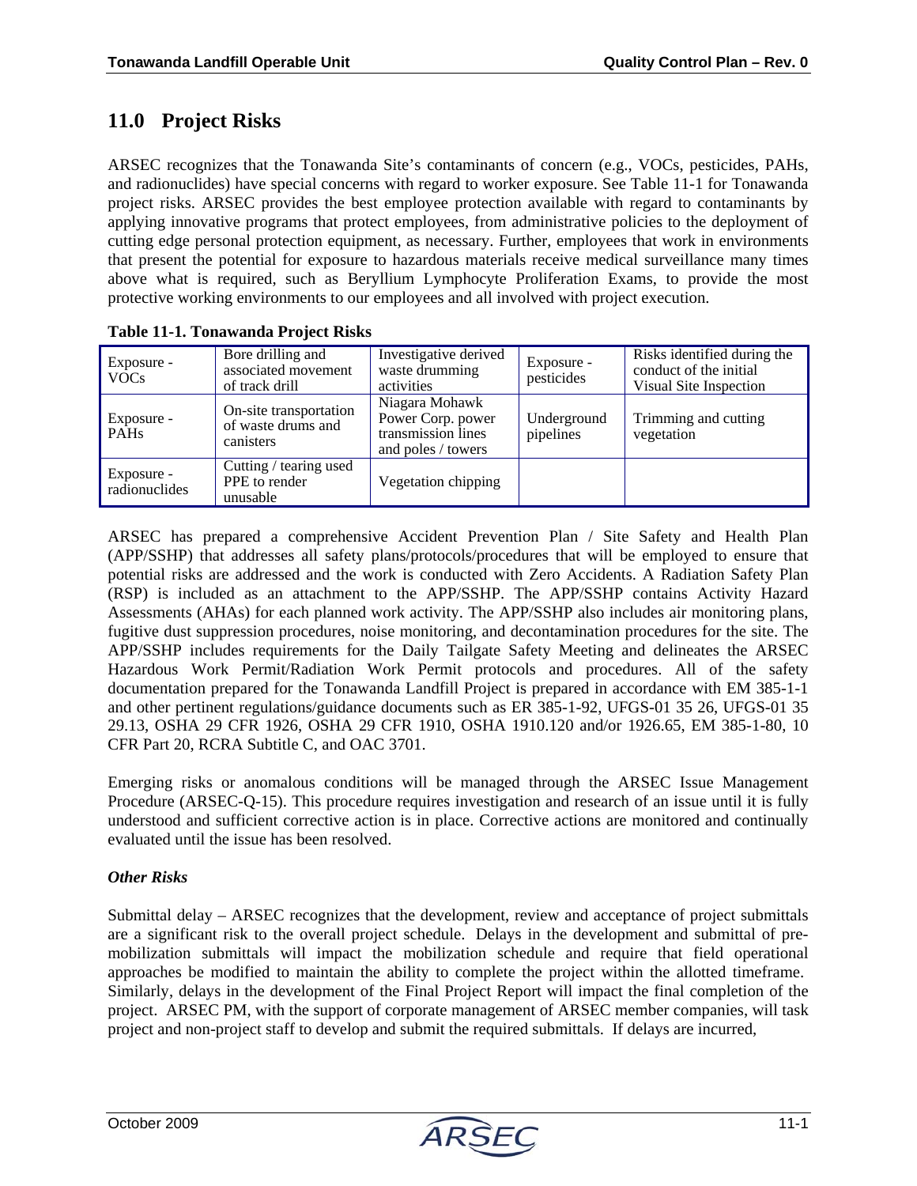## 11.0 Project Risks

ARSEC recognizes that the Tonawanda Site's contaminants of concern (e.g., VOCs, pesticides, PAHs, and radionuclides) have special concerns with regard to worker exposure. See Table 11-1 for Tonawanda project risks. ARSEC provides the best employee protection available with regard to contaminants by applying innovative programs that protect employees, from administrative policies to the deployment of cutting edge personal protection equipment, as necessary. Further, employees that work in environments that present the potential for exposure to hazardous materials receive medical surveillance many times above what is required, such as Beryllium Lymphocyte Proliferation Exams, to provide the most protective working environments to our employees and all involved with project execution.

**Table 11-1. Tonawanda Project Risks**

| | | | | |
|---|---|---|---|---|
| Exposure - VOCs | Bore drilling and associated movement of track drill | Investigative derived waste drumming activities | Exposure - pesticides | Risks identified during the conduct of the initial Visual Site Inspection |
| Exposure - PAHs | On-site transportation of waste drums and canisters | Niagara Mohawk Power Corp. power transmission lines and poles / towers | Underground pipelines | Trimming and cutting vegetation |
| Exposure - radionuclides | Cutting / tearing used PPE to render unusable | Vegetation chipping | | |

ARSEC has prepared a comprehensive Accident Prevention Plan / Site Safety and Health Plan (APP/SSHP) that addresses all safety plans/protocols/procedures that will be employed to ensure that potential risks are addressed and the work is conducted with Zero Accidents. A Radiation Safety Plan (RSP) is included as an attachment to the APP/SSHP. The APP/SSHP contains Activity Hazard Assessments (AHAs) for each planned work activity. The APP/SSHP also includes air monitoring plans, fugitive dust suppression procedures, noise monitoring, and decontamination procedures for the site. The APP/SSHP includes requirements for the Daily Tailgate Safety Meeting and delineates the ARSEC Hazardous Work Permit/Radiation Work Permit protocols and procedures. All of the safety documentation prepared for the Tonawanda Landfill Project is prepared in accordance with EM 385-1-1 and other pertinent regulations/guidance documents such as ER 385-1-92, UFGS-01 35 26, UFGS-01 35 29.13, OSHA 29 CFR 1926, OSHA 29 CFR 1910, OSHA 1910.120 and/or 1926.65, EM 385-1-80, 10 CFR Part 20, RCRA Subtitle C, and OAC 3701.

Emerging risks or anomalous conditions will be managed through the ARSEC Issue Management Procedure (ARSEC-Q-15). This procedure requires investigation and research of an issue until it is fully understood and sufficient corrective action is in place. Corrective actions are monitored and continually evaluated until the issue has been resolved.

***Other Risks***

Submittal delay – ARSEC recognizes that the development, review and acceptance of project submittals are a significant risk to the overall project schedule. Delays in the development and submittal of pre-mobilization submittals will impact the mobilization schedule and require that field operational approaches be modified to maintain the ability to complete the project within the allotted timeframe. Similarly, delays in the development of the Final Project Report will impact the final completion of the project. ARSEC PM, with the support of corporate management of ARSEC member companies, will task project and non-project staff to develop and submit the required submittals. If delays are incurred,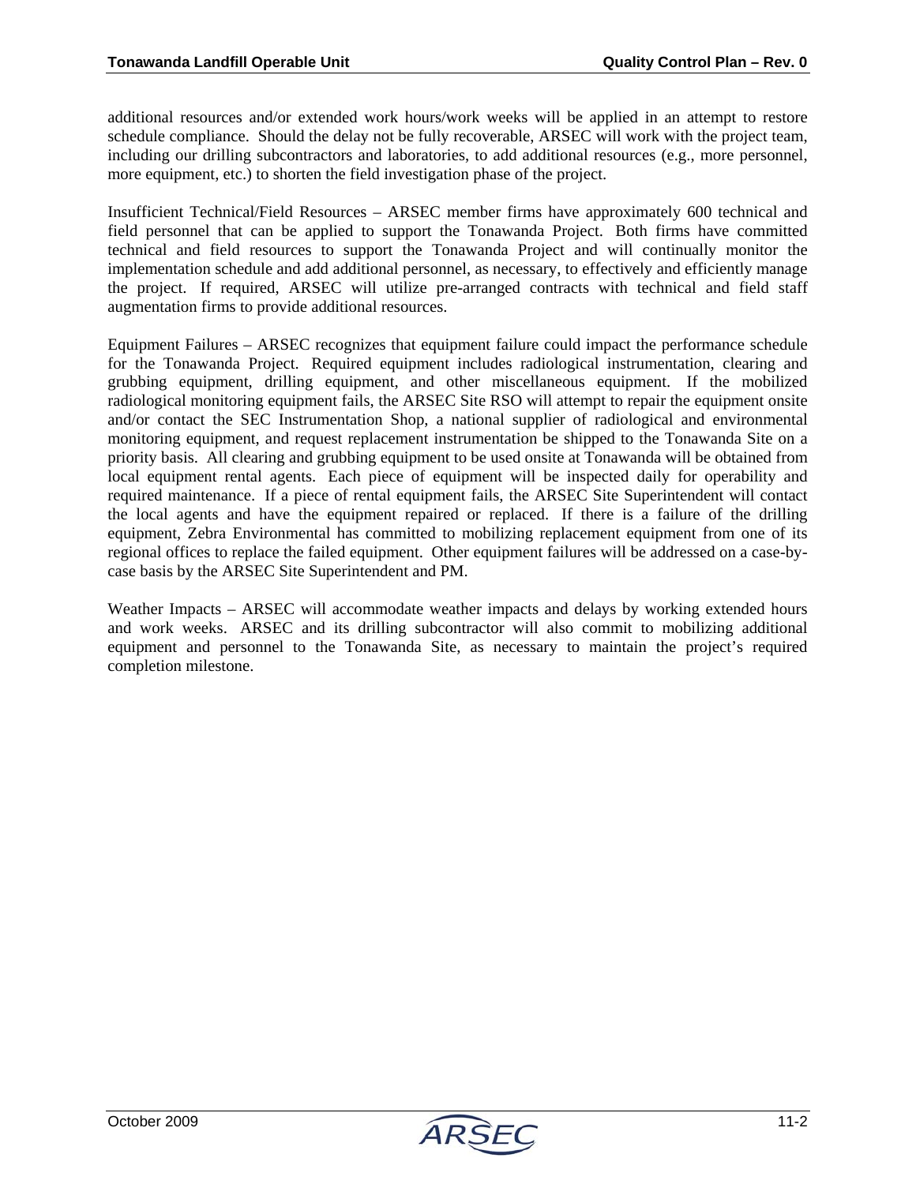additional resources and/or extended work hours/work weeks will be applied in an attempt to restore schedule compliance. Should the delay not be fully recoverable, ARSEC will work with the project team, including our drilling subcontractors and laboratories, to add additional resources (e.g., more personnel, more equipment, etc.) to shorten the field investigation phase of the project.

Insufficient Technical/Field Resources – ARSEC member firms have approximately 600 technical and field personnel that can be applied to support the Tonawanda Project. Both firms have committed technical and field resources to support the Tonawanda Project and will continually monitor the implementation schedule and add additional personnel, as necessary, to effectively and efficiently manage the project. If required, ARSEC will utilize pre-arranged contracts with technical and field staff augmentation firms to provide additional resources.

Equipment Failures – ARSEC recognizes that equipment failure could impact the performance schedule for the Tonawanda Project. Required equipment includes radiological instrumentation, clearing and grubbing equipment, drilling equipment, and other miscellaneous equipment. If the mobilized radiological monitoring equipment fails, the ARSEC Site RSO will attempt to repair the equipment onsite and/or contact the SEC Instrumentation Shop, a national supplier of radiological and environmental monitoring equipment, and request replacement instrumentation be shipped to the Tonawanda Site on a priority basis. All clearing and grubbing equipment to be used onsite at Tonawanda will be obtained from local equipment rental agents. Each piece of equipment will be inspected daily for operability and required maintenance. If a piece of rental equipment fails, the ARSEC Site Superintendent will contact the local agents and have the equipment repaired or replaced. If there is a failure of the drilling equipment, Zebra Environmental has committed to mobilizing replacement equipment from one of its regional offices to replace the failed equipment. Other equipment failures will be addressed on a case-by-case basis by the ARSEC Site Superintendent and PM.

Weather Impacts – ARSEC will accommodate weather impacts and delays by working extended hours and work weeks. ARSEC and its drilling subcontractor will also commit to mobilizing additional equipment and personnel to the Tonawanda Site, as necessary to maintain the project's required completion milestone.